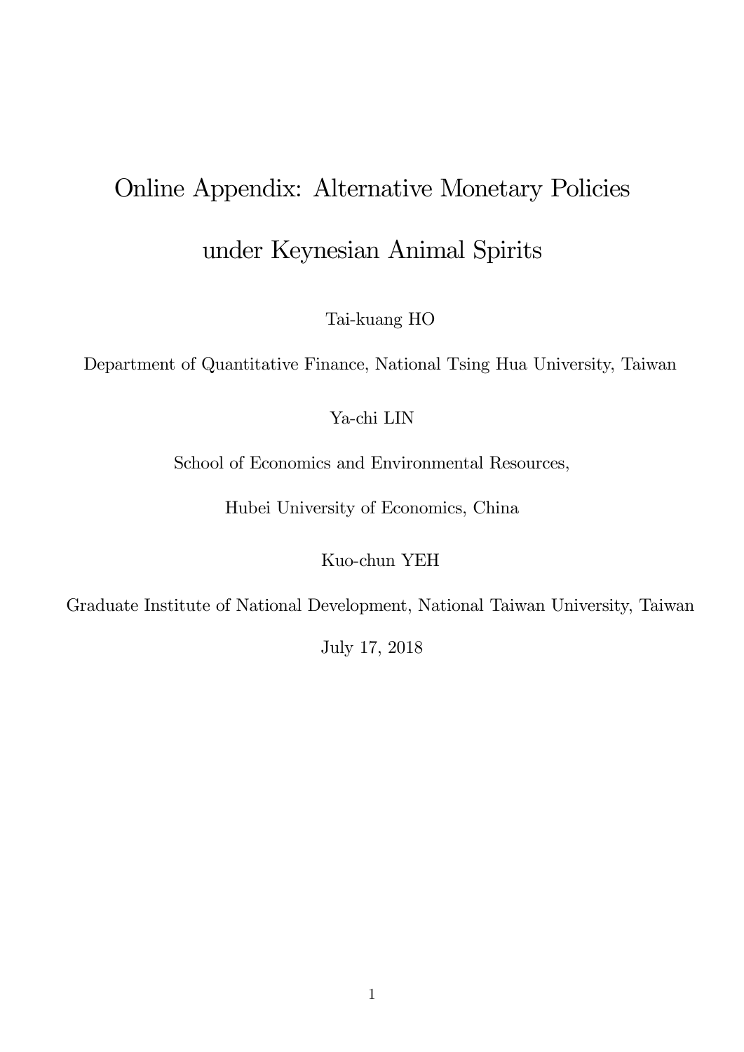# Online Appendix: Alternative Monetary Policies under Keynesian Animal Spirits

Tai-kuang HO

Department of Quantitative Finance, National Tsing Hua University, Taiwan

Ya-chi LIN

School of Economics and Environmental Resources,

Hubei University of Economics, China

Kuo-chun YEH

Graduate Institute of National Development, National Taiwan University, Taiwan

July 17, 2018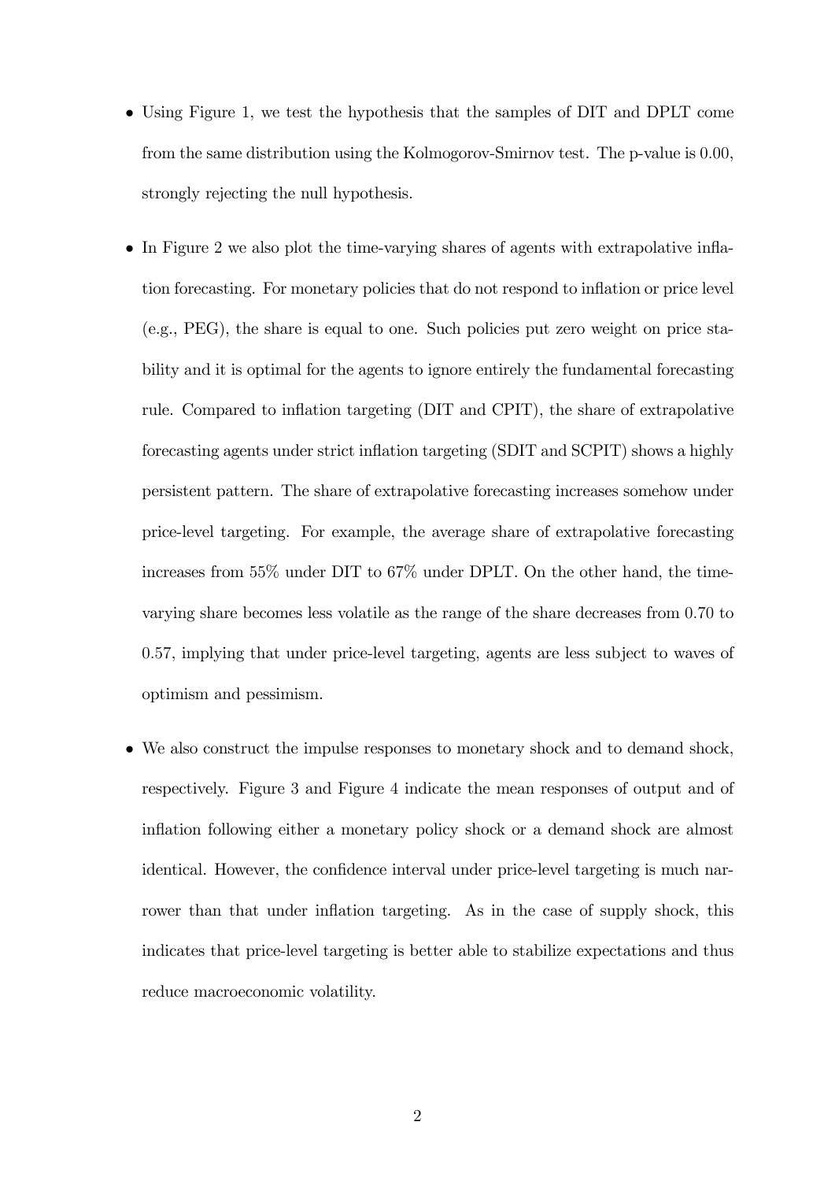- Using Figure 1, we test the hypothesis that the samples of DIT and DPLT come from the same distribution using the Kolmogorov-Smirnov test. The p-value is 0.00, strongly rejecting the null hypothesis.

- In Figure 2 we also plot the time-varying shares of agents with extrapolative inflation forecasting. For monetary policies that do not respond to inflation or price level (e.g., PEG), the share is equal to one. Such policies put zero weight on price stability and it is optimal for the agents to ignore entirely the fundamental forecasting rule. Compared to inflation targeting (DIT and CPIT), the share of extrapolative forecasting agents under strict inflation targeting (SDIT and SCPIT) shows a highly persistent pattern. The share of extrapolative forecasting increases somehow under price-level targeting. For example, the average share of extrapolative forecasting increases from 55% under DIT to 67% under DPLT. On the other hand, the time-varying share becomes less volatile as the range of the share decreases from 0.70 to 0.57, implying that under price-level targeting, agents are less subject to waves of optimism and pessimism.

- We also construct the impulse responses to monetary shock and to demand shock, respectively. Figure 3 and Figure 4 indicate the mean responses of output and of inflation following either a monetary policy shock or a demand shock are almost identical. However, the confidence interval under price-level targeting is much narrower than that under inflation targeting. As in the case of supply shock, this indicates that price-level targeting is better able to stabilize expectations and thus reduce macroeconomic volatility.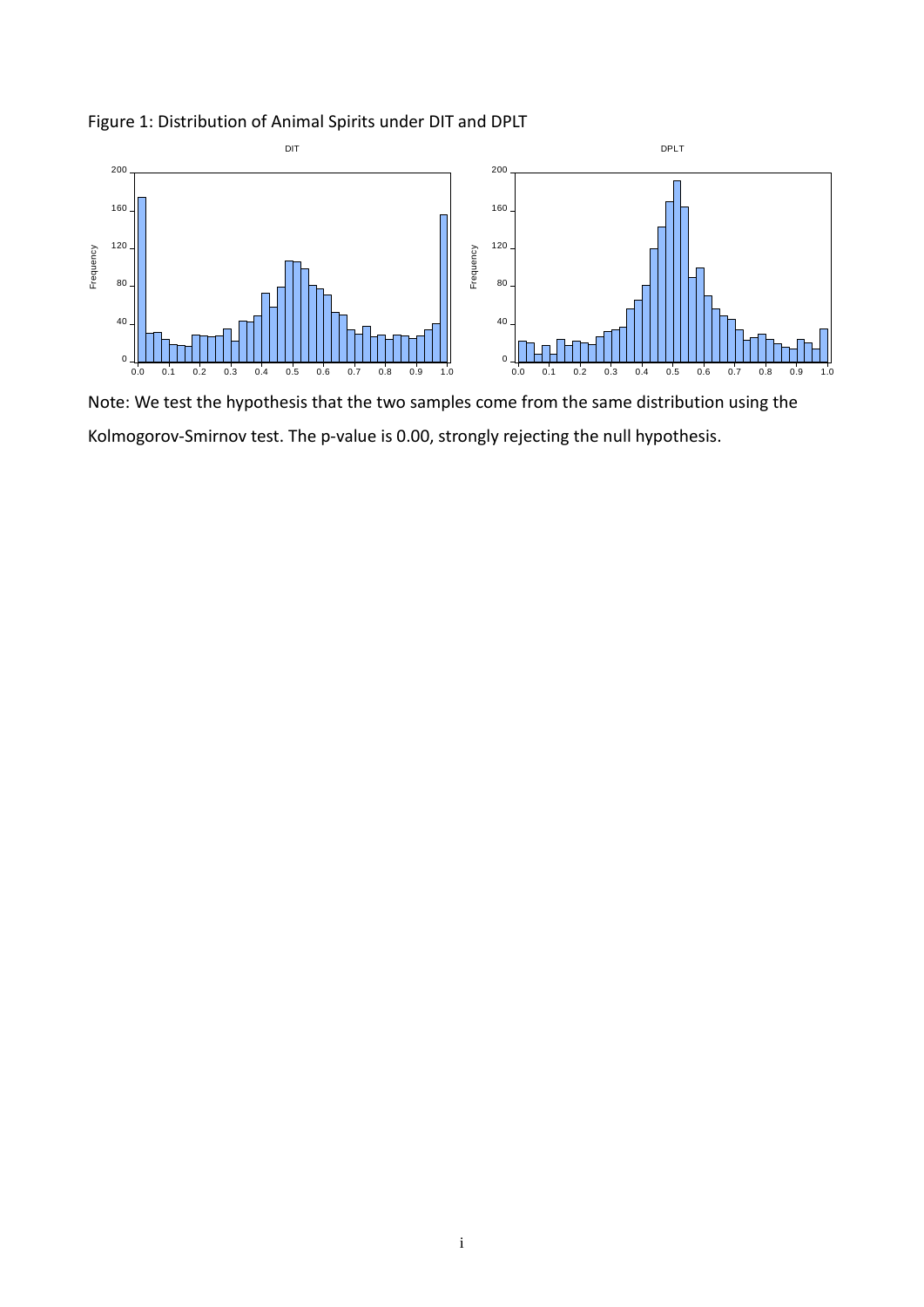Figure 1: Distribution of Animal Spirits under DIT and DPLT

Note: We test the hypothesis that the two samples come from the same distribution using the Kolmogorov-Smirnov test. The p-value is 0.00, strongly rejecting the null hypothesis.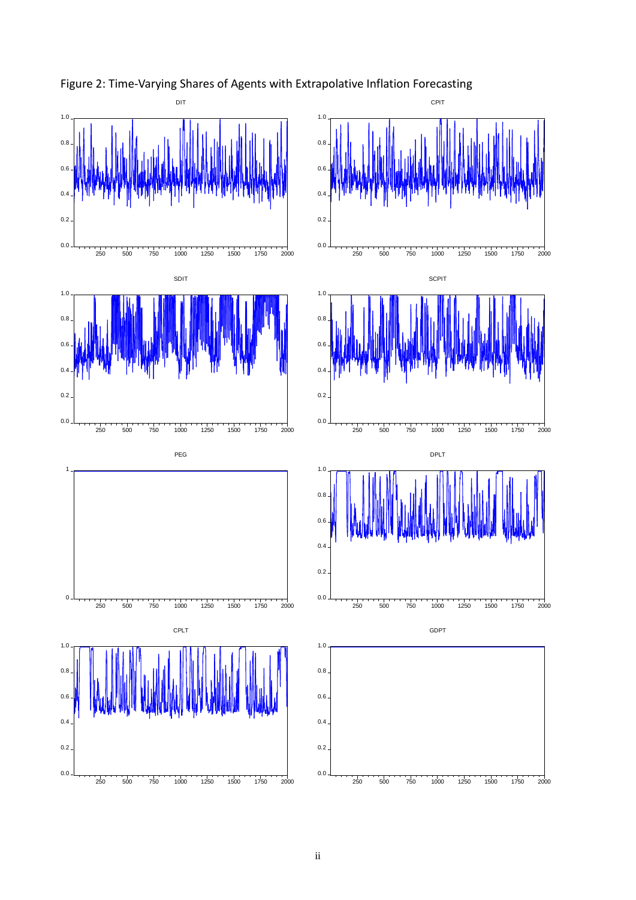Figure 2: Time-Varying Shares of Agents with Extrapolative Inflation Forecasting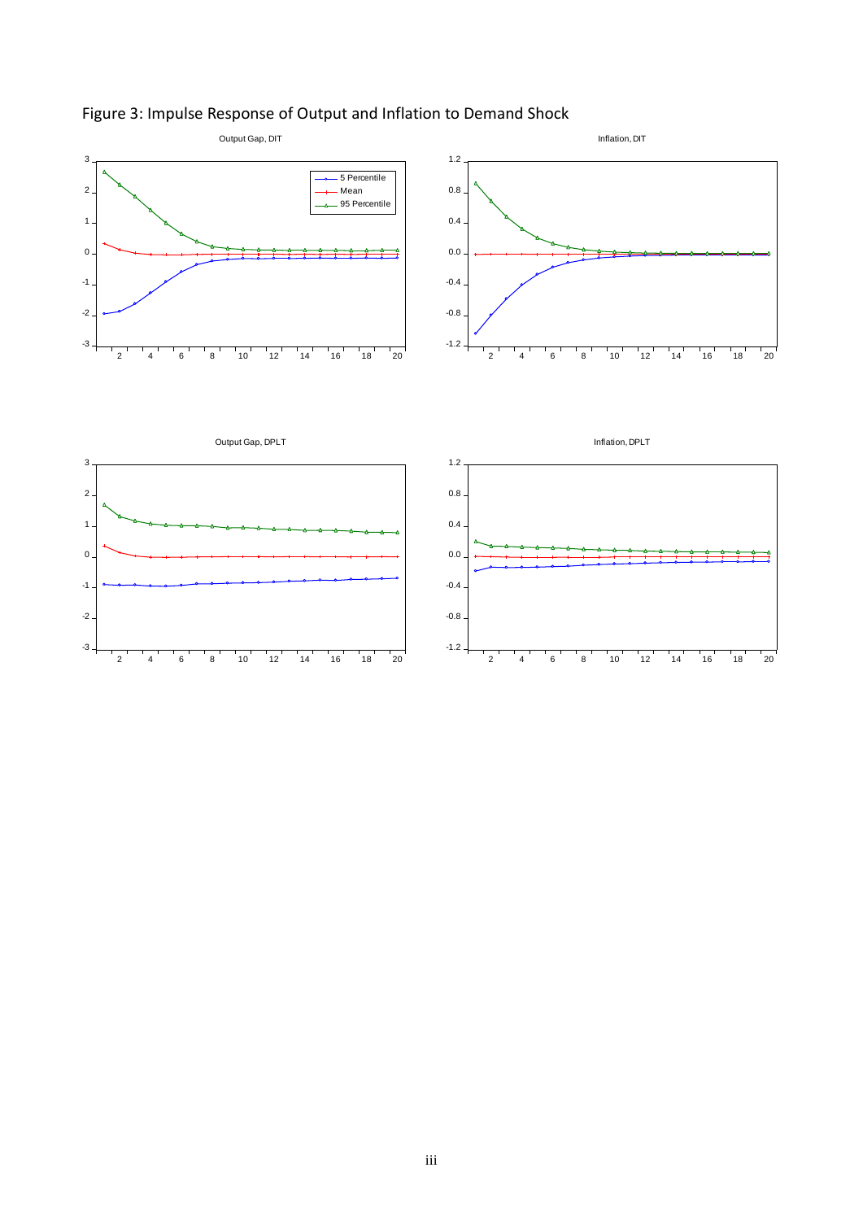Figure 3: Impulse Response of Output and Inflation to Demand Shock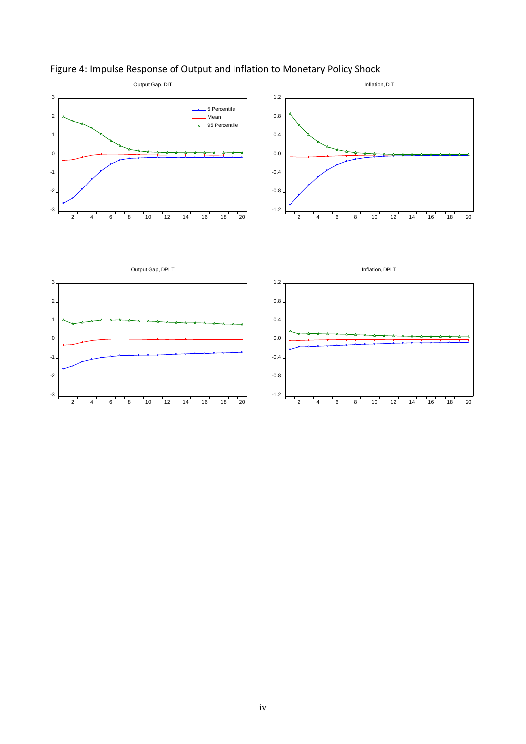Figure 4: Impulse Response of Output and Inflation to Monetary Policy Shock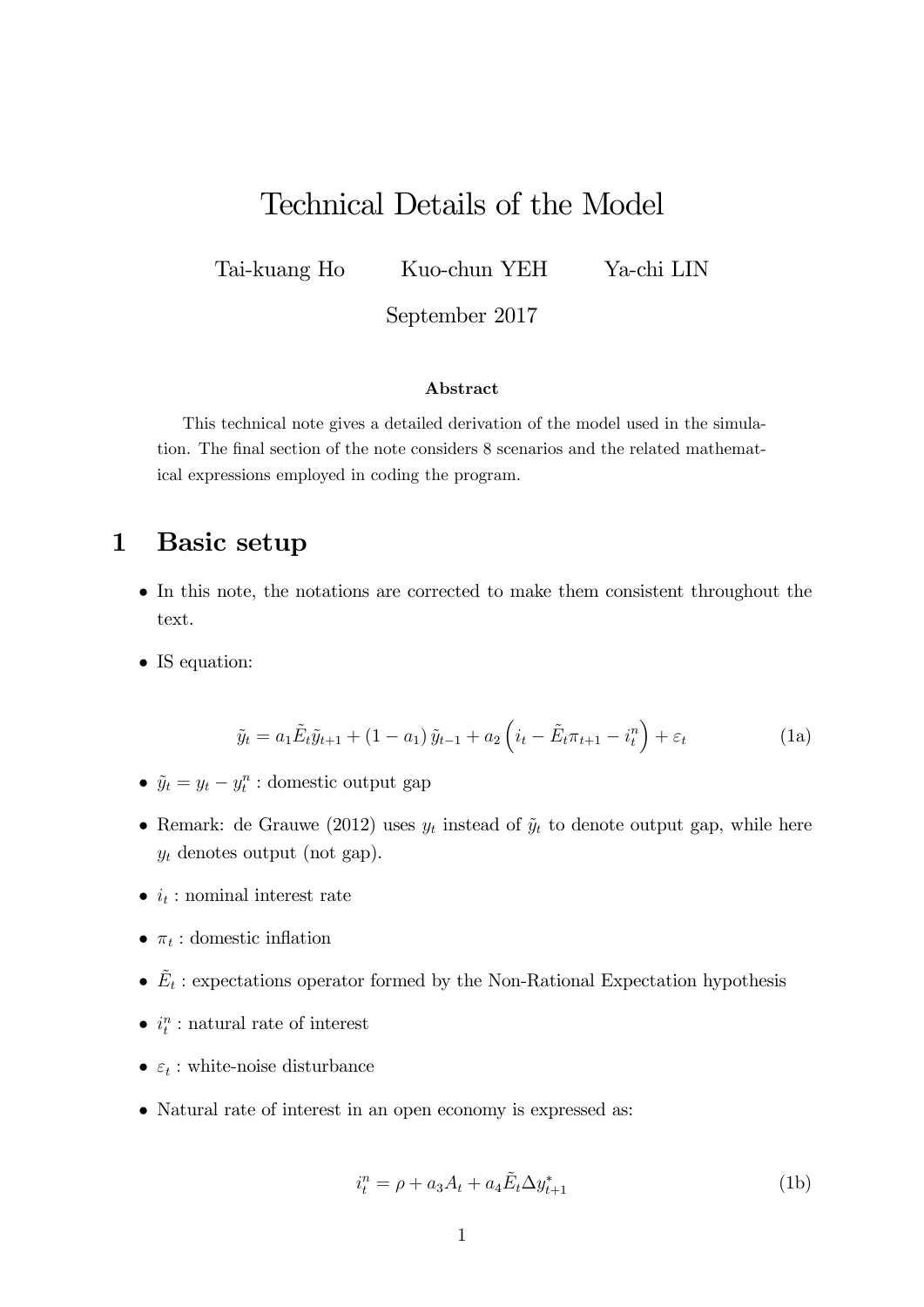# Technical Details of the Model

Tai-kuang Ho  Kuo-chun YEH  Ya-chi LIN

September 2017

**Abstract**

This technical note gives a detailed derivation of the model used in the simulation. The final section of the note considers 8 scenarios and the related mathematical expressions employed in coding the program.

## 1 Basic setup

- In this note, the notations are corrected to make them consistent throughout the text.
- IS equation:

$$\tilde{y}_t = a_1 \tilde{E}_t \tilde{y}_{t+1} + (1 - a_1)\, \tilde{y}_{t-1} + a_2 \left( i_t - \tilde{E}_t \pi_{t+1} - i_t^n \right) + \varepsilon_t \tag{1a}$$

- $\tilde{y}_t = y_t - y_t^n$ : domestic output gap
- Remark: de Grauwe (2012) uses $y_t$ instead of $\tilde{y}_t$ to denote output gap, while here $y_t$ denotes output (not gap).
- $i_t$ : nominal interest rate
- $\pi_t$ : domestic inflation
- $\tilde{E}_t$ : expectations operator formed by the Non-Rational Expectation hypothesis
- $i_t^n$ : natural rate of interest
- $\varepsilon_t$ : white-noise disturbance
- Natural rate of interest in an open economy is expressed as:

$$i_t^n = \rho + a_3 A_t + a_4 \tilde{E}_t \Delta y_{t+1}^* \tag{1b}$$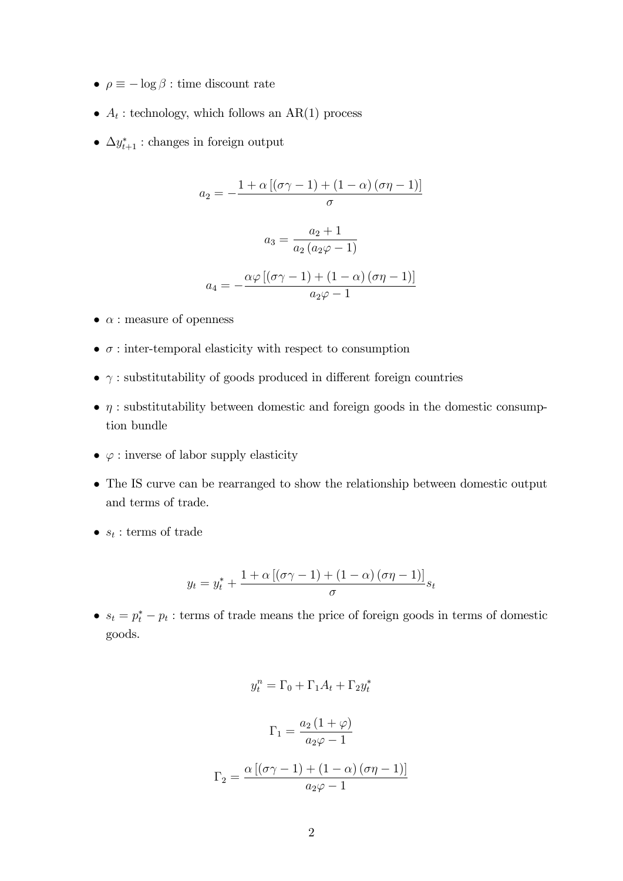- $\rho \equiv -\log \beta$ : time discount rate
- $A_t$ : technology, which follows an AR(1) process
- $\Delta y^*_{t+1}$ : changes in foreign output

$$a_2 = -\frac{1 + \alpha\left[(\sigma\gamma - 1) + (1-\alpha)(\sigma\eta - 1)\right]}{\sigma}$$

$$a_3 = \frac{a_2 + 1}{a_2\left(a_2\varphi - 1\right)}$$

$$a_4 = -\frac{\alpha\varphi\left[(\sigma\gamma - 1) + (1-\alpha)(\sigma\eta - 1)\right]}{a_2\varphi - 1}$$

- $\alpha$ : measure of openness
- $\sigma$ : inter-temporal elasticity with respect to consumption
- $\gamma$ : substitutability of goods produced in different foreign countries
- $\eta$ : substitutability between domestic and foreign goods in the domestic consumption bundle
- $\varphi$ : inverse of labor supply elasticity
- The IS curve can be rearranged to show the relationship between domestic output and terms of trade.
- $s_t$ : terms of trade

$$y_t = y^*_t + \frac{1 + \alpha\left[(\sigma\gamma - 1) + (1-\alpha)(\sigma\eta - 1)\right]}{\sigma} s_t$$

- $s_t = p^*_t - p_t$ : terms of trade means the price of foreign goods in terms of domestic goods.

$$y^n_t = \Gamma_0 + \Gamma_1 A_t + \Gamma_2 y^*_t$$

$$\Gamma_1 = \frac{a_2(1+\varphi)}{a_2\varphi - 1}$$

$$\Gamma_2 = \frac{\alpha\left[(\sigma\gamma - 1) + (1-\alpha)(\sigma\eta - 1)\right]}{a_2\varphi - 1}$$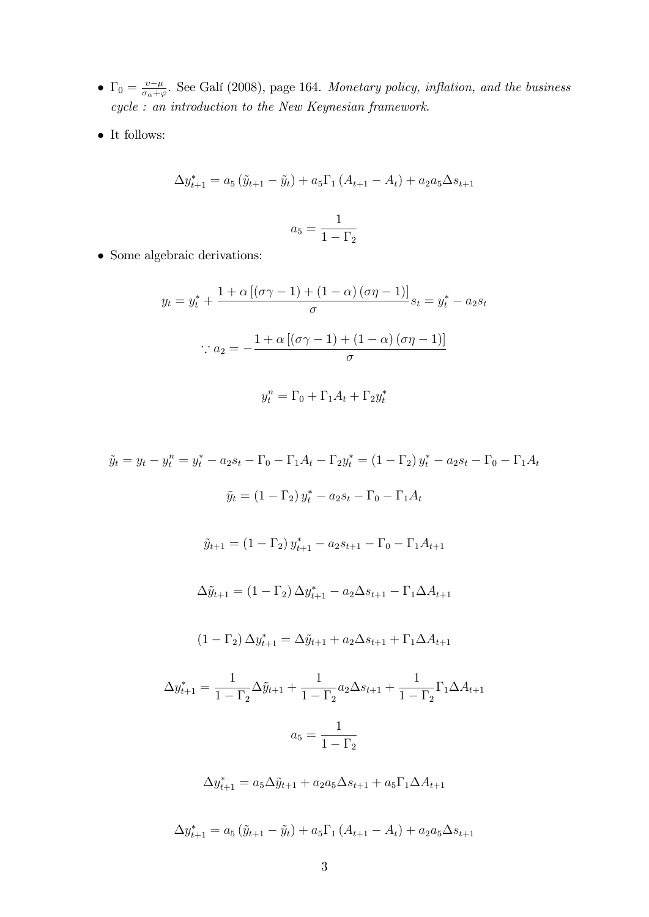- $\Gamma_0 = \frac{\upsilon - \mu}{\sigma_\alpha + \varphi}$. See Galí (2008), page 164. *Monetary policy, inflation, and the business cycle : an introduction to the New Keynesian framework*.

- It follows:

$$\Delta y^*_{t+1} = a_5 \left( \tilde{y}_{t+1} - \tilde{y}_t \right) + a_5 \Gamma_1 \left( A_{t+1} - A_t \right) + a_2 a_5 \Delta s_{t+1}$$

$$a_5 = \frac{1}{1 - \Gamma_2}$$

- Some algebraic derivations:

$$y_t = y^*_t + \frac{1 + \alpha \left[ (\sigma\gamma - 1) + (1 - \alpha)(\sigma\eta - 1) \right]}{\sigma} s_t = y^*_t - a_2 s_t$$

$$\because a_2 = -\frac{1 + \alpha \left[ (\sigma\gamma - 1) + (1 - \alpha)(\sigma\eta - 1) \right]}{\sigma}$$

$$y^n_t = \Gamma_0 + \Gamma_1 A_t + \Gamma_2 y^*_t$$

$$\tilde{y}_t = y_t - y^n_t = y^*_t - a_2 s_t - \Gamma_0 - \Gamma_1 A_t - \Gamma_2 y^*_t = (1 - \Gamma_2) y^*_t - a_2 s_t - \Gamma_0 - \Gamma_1 A_t$$

$$\tilde{y}_t = (1 - \Gamma_2) y^*_t - a_2 s_t - \Gamma_0 - \Gamma_1 A_t$$

$$\tilde{y}_{t+1} = (1 - \Gamma_2) y^*_{t+1} - a_2 s_{t+1} - \Gamma_0 - \Gamma_1 A_{t+1}$$

$$\Delta\tilde{y}_{t+1} = (1 - \Gamma_2) \Delta y^*_{t+1} - a_2 \Delta s_{t+1} - \Gamma_1 \Delta A_{t+1}$$

$$(1 - \Gamma_2) \Delta y^*_{t+1} = \Delta\tilde{y}_{t+1} + a_2 \Delta s_{t+1} + \Gamma_1 \Delta A_{t+1}$$

$$\Delta y^*_{t+1} = \frac{1}{1 - \Gamma_2} \Delta\tilde{y}_{t+1} + \frac{1}{1 - \Gamma_2} a_2 \Delta s_{t+1} + \frac{1}{1 - \Gamma_2} \Gamma_1 \Delta A_{t+1}$$

$$a_5 = \frac{1}{1 - \Gamma_2}$$

$$\Delta y^*_{t+1} = a_5 \Delta\tilde{y}_{t+1} + a_2 a_5 \Delta s_{t+1} + a_5 \Gamma_1 \Delta A_{t+1}$$

$$\Delta y^*_{t+1} = a_5 \left( \tilde{y}_{t+1} - \tilde{y}_t \right) + a_5 \Gamma_1 \left( A_{t+1} - A_t \right) + a_2 a_5 \Delta s_{t+1}$$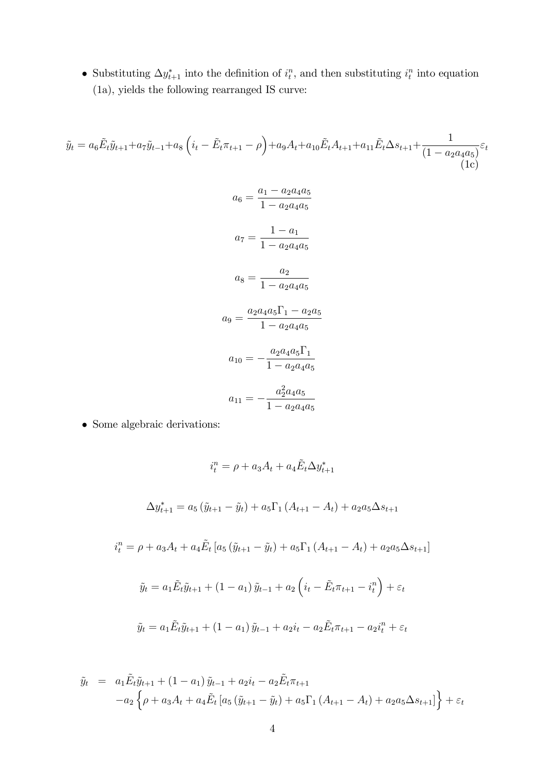- Substituting $\Delta y^*_{t+1}$ into the definition of $i^n_t$, and then substituting $i^n_t$ into equation (1a), yields the following rearranged IS curve:

$$\tilde{y}_t = a_6\tilde{E}_t\tilde{y}_{t+1} + a_7\tilde{y}_{t-1} + a_8\left(i_t - \tilde{E}_t\pi_{t+1} - \rho\right) + a_9 A_t + a_{10}\tilde{E}_t A_{t+1} + a_{11}\tilde{E}_t\Delta s_{t+1} + \frac{1}{(1 - a_2 a_4 a_5)}\varepsilon_t \tag{1c}$$

$$a_6 = \frac{a_1 - a_2 a_4 a_5}{1 - a_2 a_4 a_5}$$

$$a_7 = \frac{1 - a_1}{1 - a_2 a_4 a_5}$$

$$a_8 = \frac{a_2}{1 - a_2 a_4 a_5}$$

$$a_9 = \frac{a_2 a_4 a_5 \Gamma_1 - a_2 a_5}{1 - a_2 a_4 a_5}$$

$$a_{10} = -\frac{a_2 a_4 a_5 \Gamma_1}{1 - a_2 a_4 a_5}$$

$$a_{11} = -\frac{a_2^2 a_4 a_5}{1 - a_2 a_4 a_5}$$

- Some algebraic derivations:

$$i^n_t = \rho + a_3 A_t + a_4 \tilde{E}_t \Delta y^*_{t+1}$$

$$\Delta y^*_{t+1} = a_5\left(\tilde{y}_{t+1} - \tilde{y}_t\right) + a_5\Gamma_1\left(A_{t+1} - A_t\right) + a_2 a_5 \Delta s_{t+1}$$

$$i^n_t = \rho + a_3 A_t + a_4 \tilde{E}_t\left[a_5\left(\tilde{y}_{t+1} - \tilde{y}_t\right) + a_5\Gamma_1\left(A_{t+1} - A_t\right) + a_2 a_5 \Delta s_{t+1}\right]$$

$$\tilde{y}_t = a_1\tilde{E}_t\tilde{y}_{t+1} + \left(1 - a_1\right)\tilde{y}_{t-1} + a_2\left(i_t - \tilde{E}_t\pi_{t+1} - i^n_t\right) + \varepsilon_t$$

$$\tilde{y}_t = a_1\tilde{E}_t\tilde{y}_{t+1} + \left(1 - a_1\right)\tilde{y}_{t-1} + a_2 i_t - a_2\tilde{E}_t\pi_{t+1} - a_2 i^n_t + \varepsilon_t$$

$$\begin{aligned}
\tilde{y}_t = {} & a_1\tilde{E}_t\tilde{y}_{t+1} + \left(1 - a_1\right)\tilde{y}_{t-1} + a_2 i_t - a_2\tilde{E}_t\pi_{t+1} \\
& - a_2\left\{\rho + a_3 A_t + a_4\tilde{E}_t\left[a_5\left(\tilde{y}_{t+1} - \tilde{y}_t\right) + a_5\Gamma_1\left(A_{t+1} - A_t\right) + a_2 a_5\Delta s_{t+1}\right]\right\} + \varepsilon_t
\end{aligned}$$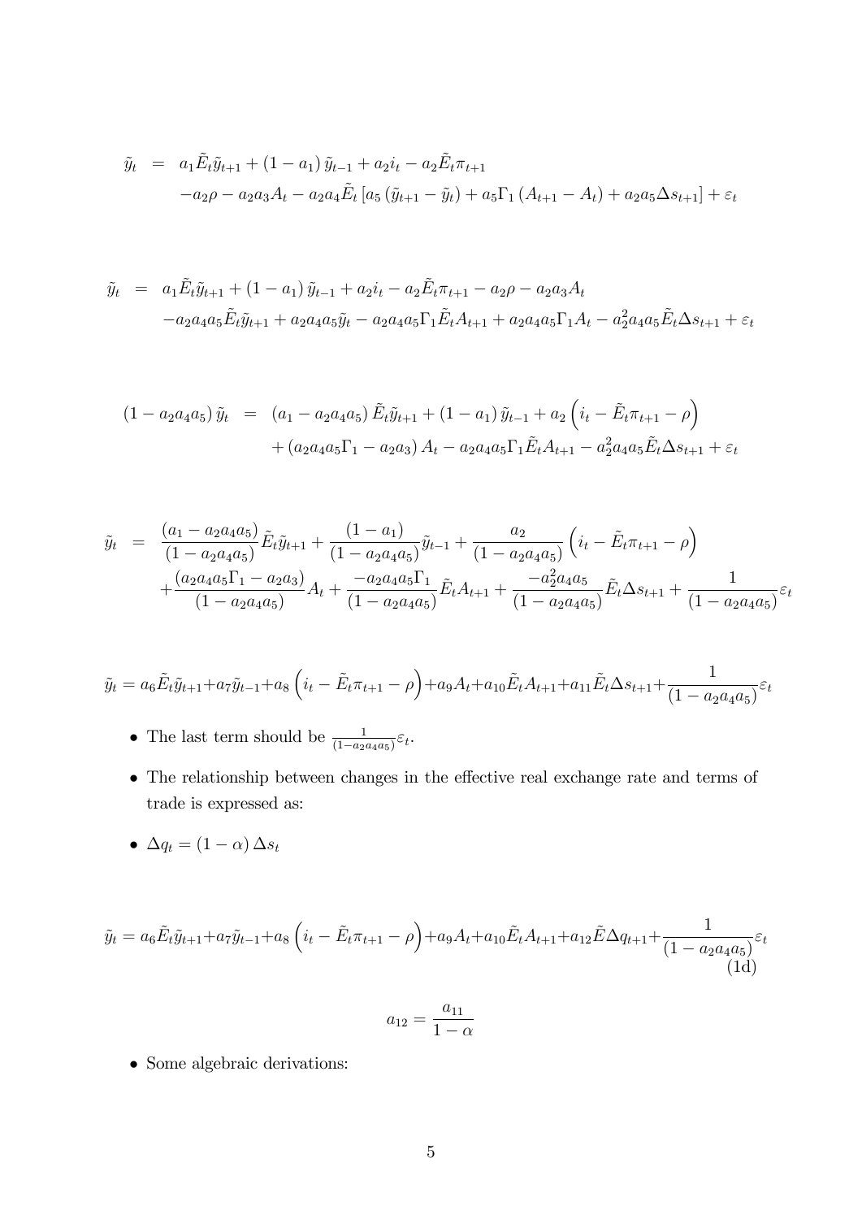$$
\begin{aligned}
\tilde{y}_t &= a_1 \tilde{E}_t \tilde{y}_{t+1} + (1-a_1)\,\tilde{y}_{t-1} + a_2 i_t - a_2 \tilde{E}_t \pi_{t+1} \\
&\quad - a_2 \rho - a_2 a_3 A_t - a_2 a_4 \tilde{E}_t \left[ a_5 \left( \tilde{y}_{t+1} - \tilde{y}_t \right) + a_5 \Gamma_1 \left( A_{t+1} - A_t \right) + a_2 a_5 \Delta s_{t+1} \right] + \varepsilon_t
\end{aligned}
$$

$$
\begin{aligned}
\tilde{y}_t &= a_1 \tilde{E}_t \tilde{y}_{t+1} + (1-a_1)\,\tilde{y}_{t-1} + a_2 i_t - a_2 \tilde{E}_t \pi_{t+1} - a_2 \rho - a_2 a_3 A_t \\
&\quad - a_2 a_4 a_5 \tilde{E}_t \tilde{y}_{t+1} + a_2 a_4 a_5 \tilde{y}_t - a_2 a_4 a_5 \Gamma_1 \tilde{E}_t A_{t+1} + a_2 a_4 a_5 \Gamma_1 A_t - a_2^2 a_4 a_5 \tilde{E}_t \Delta s_{t+1} + \varepsilon_t
\end{aligned}
$$

$$
\begin{aligned}
(1 - a_2 a_4 a_5)\,\tilde{y}_t &= (a_1 - a_2 a_4 a_5)\,\tilde{E}_t \tilde{y}_{t+1} + (1-a_1)\,\tilde{y}_{t-1} + a_2 \left( i_t - \tilde{E}_t \pi_{t+1} - \rho \right) \\
&\quad + (a_2 a_4 a_5 \Gamma_1 - a_2 a_3)\, A_t - a_2 a_4 a_5 \Gamma_1 \tilde{E}_t A_{t+1} - a_2^2 a_4 a_5 \tilde{E}_t \Delta s_{t+1} + \varepsilon_t
\end{aligned}
$$

$$
\begin{aligned}
\tilde{y}_t &= \frac{(a_1 - a_2 a_4 a_5)}{(1 - a_2 a_4 a_5)} \tilde{E}_t \tilde{y}_{t+1} + \frac{(1-a_1)}{(1 - a_2 a_4 a_5)} \tilde{y}_{t-1} + \frac{a_2}{(1 - a_2 a_4 a_5)} \left( i_t - \tilde{E}_t \pi_{t+1} - \rho \right) \\
&\quad + \frac{(a_2 a_4 a_5 \Gamma_1 - a_2 a_3)}{(1 - a_2 a_4 a_5)} A_t + \frac{-a_2 a_4 a_5 \Gamma_1}{(1 - a_2 a_4 a_5)} \tilde{E}_t A_{t+1} + \frac{-a_2^2 a_4 a_5}{(1 - a_2 a_4 a_5)} \tilde{E}_t \Delta s_{t+1} + \frac{1}{(1 - a_2 a_4 a_5)} \varepsilon_t
\end{aligned}
$$

$$
\tilde{y}_t = a_6 \tilde{E}_t \tilde{y}_{t+1} + a_7 \tilde{y}_{t-1} + a_8 \left( i_t - \tilde{E}_t \pi_{t+1} - \rho \right) + a_9 A_t + a_{10} \tilde{E}_t A_{t+1} + a_{11} \tilde{E}_t \Delta s_{t+1} + \frac{1}{(1 - a_2 a_4 a_5)} \varepsilon_t
$$

- The last term should be $\frac{1}{(1 - a_2 a_4 a_5)} \varepsilon_t$.
- The relationship between changes in the effective real exchange rate and terms of trade is expressed as:
- $\Delta q_t = (1 - \alpha)\,\Delta s_t$

$$
\tilde{y}_t = a_6 \tilde{E}_t \tilde{y}_{t+1} + a_7 \tilde{y}_{t-1} + a_8 \left( i_t - \tilde{E}_t \pi_{t+1} - \rho \right) + a_9 A_t + a_{10} \tilde{E}_t A_{t+1} + a_{12} \tilde{E} \Delta q_{t+1} + \frac{1}{(1 - a_2 a_4 a_5)} \varepsilon_t \tag{1d}
$$

$$
a_{12} = \frac{a_{11}}{1 - \alpha}
$$

- Some algebraic derivations: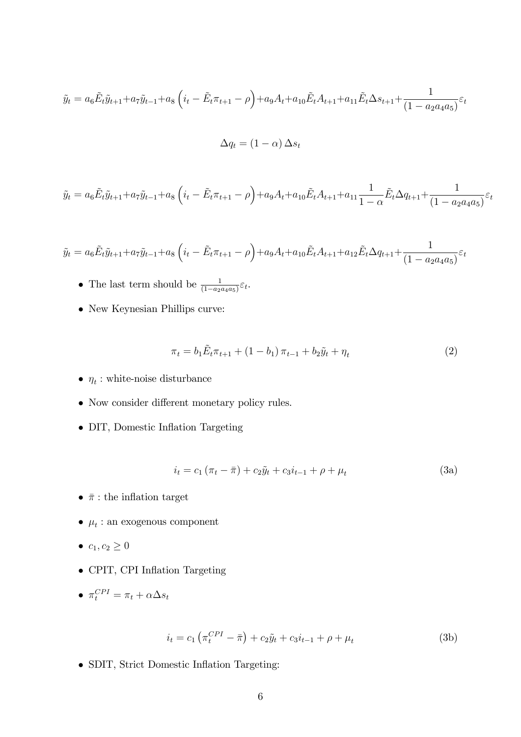$$\tilde{y}_t = a_6 \tilde{E}_t \tilde{y}_{t+1} + a_7 \tilde{y}_{t-1} + a_8 \left( i_t - \tilde{E}_t \pi_{t+1} - \rho \right) + a_9 A_t + a_{10} \tilde{E}_t A_{t+1} + a_{11} \tilde{E}_t \Delta s_{t+1} + \frac{1}{(1 - a_2 a_4 a_5)} \varepsilon_t$$

$$\Delta q_t = (1 - \alpha) \Delta s_t$$

$$\tilde{y}_t = a_6 \tilde{E}_t \tilde{y}_{t+1} + a_7 \tilde{y}_{t-1} + a_8 \left( i_t - \tilde{E}_t \pi_{t+1} - \rho \right) + a_9 A_t + a_{10} \tilde{E}_t A_{t+1} + a_{11} \frac{1}{1-\alpha} \tilde{E}_t \Delta q_{t+1} + \frac{1}{(1 - a_2 a_4 a_5)} \varepsilon_t$$

$$\tilde{y}_t = a_6 \tilde{E}_t \tilde{y}_{t+1} + a_7 \tilde{y}_{t-1} + a_8 \left( i_t - \tilde{E}_t \pi_{t+1} - \rho \right) + a_9 A_t + a_{10} \tilde{E}_t A_{t+1} + a_{12} \tilde{E}_t \Delta q_{t+1} + \frac{1}{(1 - a_2 a_4 a_5)} \varepsilon_t$$

- The last term should be $\frac{1}{(1-a_2 a_4 a_5)} \varepsilon_t$.
- New Keynesian Phillips curve:

$$\pi_t = b_1 \tilde{E}_t \pi_{t+1} + (1 - b_1) \pi_{t-1} + b_2 \tilde{y}_t + \eta_t \tag{2}$$

- $\eta_t$ : white-noise disturbance
- Now consider different monetary policy rules.
- DIT, Domestic Inflation Targeting

$$i_t = c_1 (\pi_t - \bar{\pi}) + c_2 \tilde{y}_t + c_3 i_{t-1} + \rho + \mu_t \tag{3a}$$

- $\bar{\pi}$ : the inflation target
- $\mu_t$ : an exogenous component
- $c_1, c_2 \geq 0$
- CPIT, CPI Inflation Targeting
- $\pi_t^{CPI} = \pi_t + \alpha \Delta s_t$

$$i_t = c_1 \left( \pi_t^{CPI} - \bar{\pi} \right) + c_2 \tilde{y}_t + c_3 i_{t-1} + \rho + \mu_t \tag{3b}$$

- SDIT, Strict Domestic Inflation Targeting: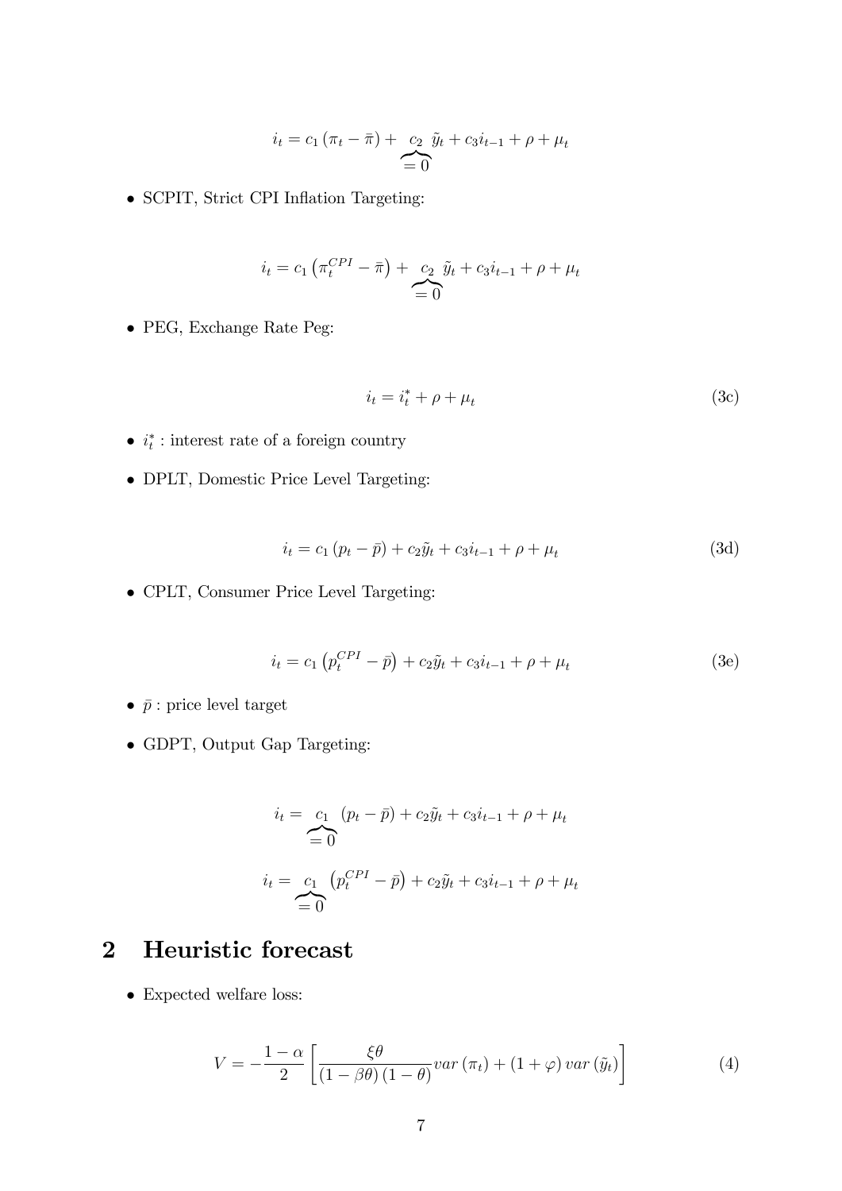$$i_t = c_1 (\pi_t - \bar{\pi}) + \underbrace{c_2}_{=0} \tilde{y}_t + c_3 i_{t-1} + \rho + \mu_t$$

- SCPIT, Strict CPI Inflation Targeting:

$$i_t = c_1 \left(\pi_t^{CPI} - \bar{\pi}\right) + \underbrace{c_2}_{=0} \tilde{y}_t + c_3 i_{t-1} + \rho + \mu_t$$

- PEG, Exchange Rate Peg:

$$i_t = i_t^* + \rho + \mu_t \tag{3c}$$

- $i_t^*$ : interest rate of a foreign country
- DPLT, Domestic Price Level Targeting:

$$i_t = c_1 (p_t - \bar{p}) + c_2 \tilde{y}_t + c_3 i_{t-1} + \rho + \mu_t \tag{3d}$$

- CPLT, Consumer Price Level Targeting:

$$i_t = c_1 \left(p_t^{CPI} - \bar{p}\right) + c_2 \tilde{y}_t + c_3 i_{t-1} + \rho + \mu_t \tag{3e}$$

- $\bar{p}$ : price level target
- GDPT, Output Gap Targeting:

$$i_t = \underbrace{c_1}_{=0} (p_t - \bar{p}) + c_2 \tilde{y}_t + c_3 i_{t-1} + \rho + \mu_t$$

$$i_t = \underbrace{c_1}_{=0} \left(p_t^{CPI} - \bar{p}\right) + c_2 \tilde{y}_t + c_3 i_{t-1} + \rho + \mu_t$$

## 2 Heuristic forecast

- Expected welfare loss:

$$V = -\frac{1-\alpha}{2} \left[ \frac{\xi \theta}{(1-\beta\theta)(1-\theta)} var(\pi_t) + (1+\varphi) \, var(\tilde{y}_t) \right] \tag{4}$$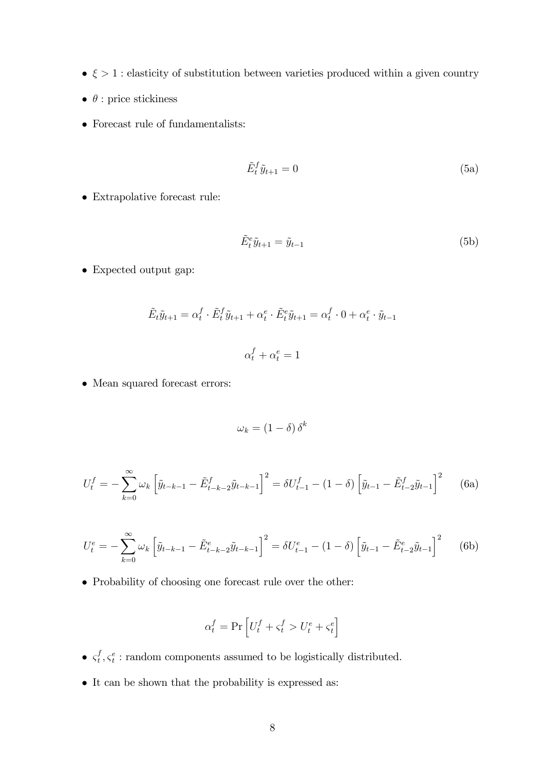- $\xi > 1$ : elasticity of substitution between varieties produced within a given country
- $\theta$ : price stickiness
- Forecast rule of fundamentalists:

$$\tilde{E}_t^f \tilde{y}_{t+1} = 0 \tag{5a}$$

- Extrapolative forecast rule:

$$\tilde{E}_t^e \tilde{y}_{t+1} = \tilde{y}_{t-1} \tag{5b}$$

- Expected output gap:

$$\tilde{E}_t \tilde{y}_{t+1} = \alpha_t^f \cdot \tilde{E}_t^f \tilde{y}_{t+1} + \alpha_t^e \cdot \tilde{E}_t^e \tilde{y}_{t+1} = \alpha_t^f \cdot 0 + \alpha_t^e \cdot \tilde{y}_{t-1}$$

$$\alpha_t^f + \alpha_t^e = 1$$

- Mean squared forecast errors:

$$\omega_k = (1 - \delta)\, \delta^k$$

$$U_t^f = -\sum_{k=0}^{\infty} \omega_k \left[ \tilde{y}_{t-k-1} - \tilde{E}_{t-k-2}^f \tilde{y}_{t-k-1} \right]^2 = \delta U_{t-1}^f - (1 - \delta) \left[ \tilde{y}_{t-1} - \tilde{E}_{t-2}^f \tilde{y}_{t-1} \right]^2 \tag{6a}$$

$$U_t^e = -\sum_{k=0}^{\infty} \omega_k \left[ \tilde{y}_{t-k-1} - \tilde{E}_{t-k-2}^e \tilde{y}_{t-k-1} \right]^2 = \delta U_{t-1}^e - (1 - \delta) \left[ \tilde{y}_{t-1} - \tilde{E}_{t-2}^e \tilde{y}_{t-1} \right]^2 \tag{6b}$$

- Probability of choosing one forecast rule over the other:

$$\alpha_t^f = \Pr \left[ U_t^f + \varsigma_t^f > U_t^e + \varsigma_t^e \right]$$

- $\varsigma_t^f, \varsigma_t^e$ : random components assumed to be logistically distributed.
- It can be shown that the probability is expressed as: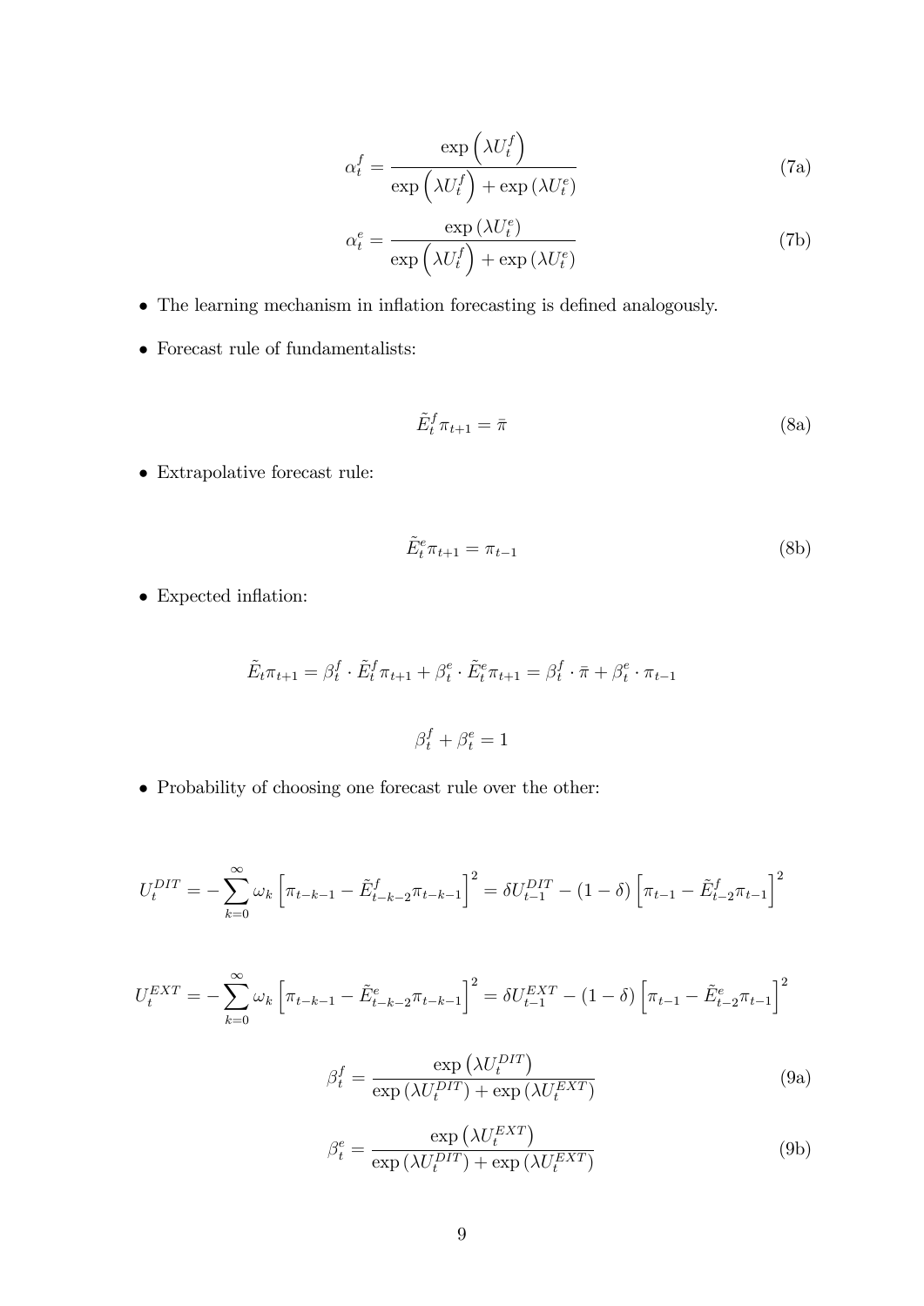$$\alpha_t^f = \frac{\exp\left(\lambda U_t^f\right)}{\exp\left(\lambda U_t^f\right) + \exp\left(\lambda U_t^e\right)} \tag{7a}$$

$$\alpha_t^e = \frac{\exp\left(\lambda U_t^e\right)}{\exp\left(\lambda U_t^f\right) + \exp\left(\lambda U_t^e\right)} \tag{7b}$$

- The learning mechanism in inflation forecasting is defined analogously.
- Forecast rule of fundamentalists:

$$\tilde{E}_t^f \pi_{t+1} = \bar{\pi} \tag{8a}$$

- Extrapolative forecast rule:

$$\tilde{E}_t^e \pi_{t+1} = \pi_{t-1} \tag{8b}$$

- Expected inflation:

$$\tilde{E}_t \pi_{t+1} = \beta_t^f \cdot \tilde{E}_t^f \pi_{t+1} + \beta_t^e \cdot \tilde{E}_t^e \pi_{t+1} = \beta_t^f \cdot \bar{\pi} + \beta_t^e \cdot \pi_{t-1}$$

$$\beta_t^f + \beta_t^e = 1$$

- Probability of choosing one forecast rule over the other:

$$U_t^{DIT} = -\sum_{k=0}^{\infty} \omega_k \left[\pi_{t-k-1} - \tilde{E}_{t-k-2}^f \pi_{t-k-1}\right]^2 = \delta U_{t-1}^{DIT} - (1-\delta)\left[\pi_{t-1} - \tilde{E}_{t-2}^f \pi_{t-1}\right]^2$$

$$U_t^{EXT} = -\sum_{k=0}^{\infty} \omega_k \left[\pi_{t-k-1} - \tilde{E}_{t-k-2}^e \pi_{t-k-1}\right]^2 = \delta U_{t-1}^{EXT} - (1-\delta)\left[\pi_{t-1} - \tilde{E}_{t-2}^e \pi_{t-1}\right]^2$$

$$\beta_t^f = \frac{\exp\left(\lambda U_t^{DIT}\right)}{\exp\left(\lambda U_t^{DIT}\right) + \exp\left(\lambda U_t^{EXT}\right)} \tag{9a}$$

$$\beta_t^e = \frac{\exp\left(\lambda U_t^{EXT}\right)}{\exp\left(\lambda U_t^{DIT}\right) + \exp\left(\lambda U_t^{EXT}\right)} \tag{9b}$$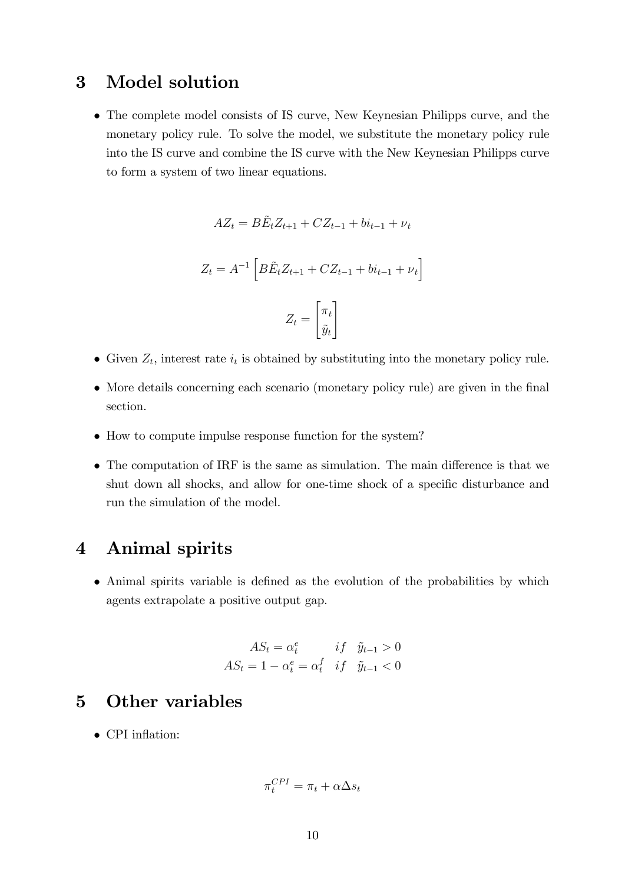## 3 Model solution

- The complete model consists of IS curve, New Keynesian Philipps curve, and the monetary policy rule. To solve the model, we substitute the monetary policy rule into the IS curve and combine the IS curve with the New Keynesian Philipps curve to form a system of two linear equations.

$$AZ_t = B\tilde{E}_t Z_{t+1} + CZ_{t-1} + bi_{t-1} + \nu_t$$

$$Z_t = A^{-1}\left[B\tilde{E}_t Z_{t+1} + CZ_{t-1} + bi_{t-1} + \nu_t\right]$$

$$Z_t = \begin{bmatrix} \pi_t \\ \tilde{y}_t \end{bmatrix}$$

- Given $Z_t$, interest rate $i_t$ is obtained by substituting into the monetary policy rule.
- More details concerning each scenario (monetary policy rule) are given in the final section.
- How to compute impulse response function for the system?
- The computation of IRF is the same as simulation. The main difference is that we shut down all shocks, and allow for one-time shock of a specific disturbance and run the simulation of the model.

## 4 Animal spirits

- Animal spirits variable is defined as the evolution of the probabilities by which agents extrapolate a positive output gap.

$$\begin{aligned} AS_t &= \alpha_t^e \qquad\quad\;\; if \quad \tilde{y}_{t-1} > 0 \\ AS_t &= 1 - \alpha_t^e = \alpha_t^f \quad if \quad \tilde{y}_{t-1} < 0 \end{aligned}$$

## 5 Other variables

- CPI inflation:

$$\pi_t^{CPI} = \pi_t + \alpha \Delta s_t$$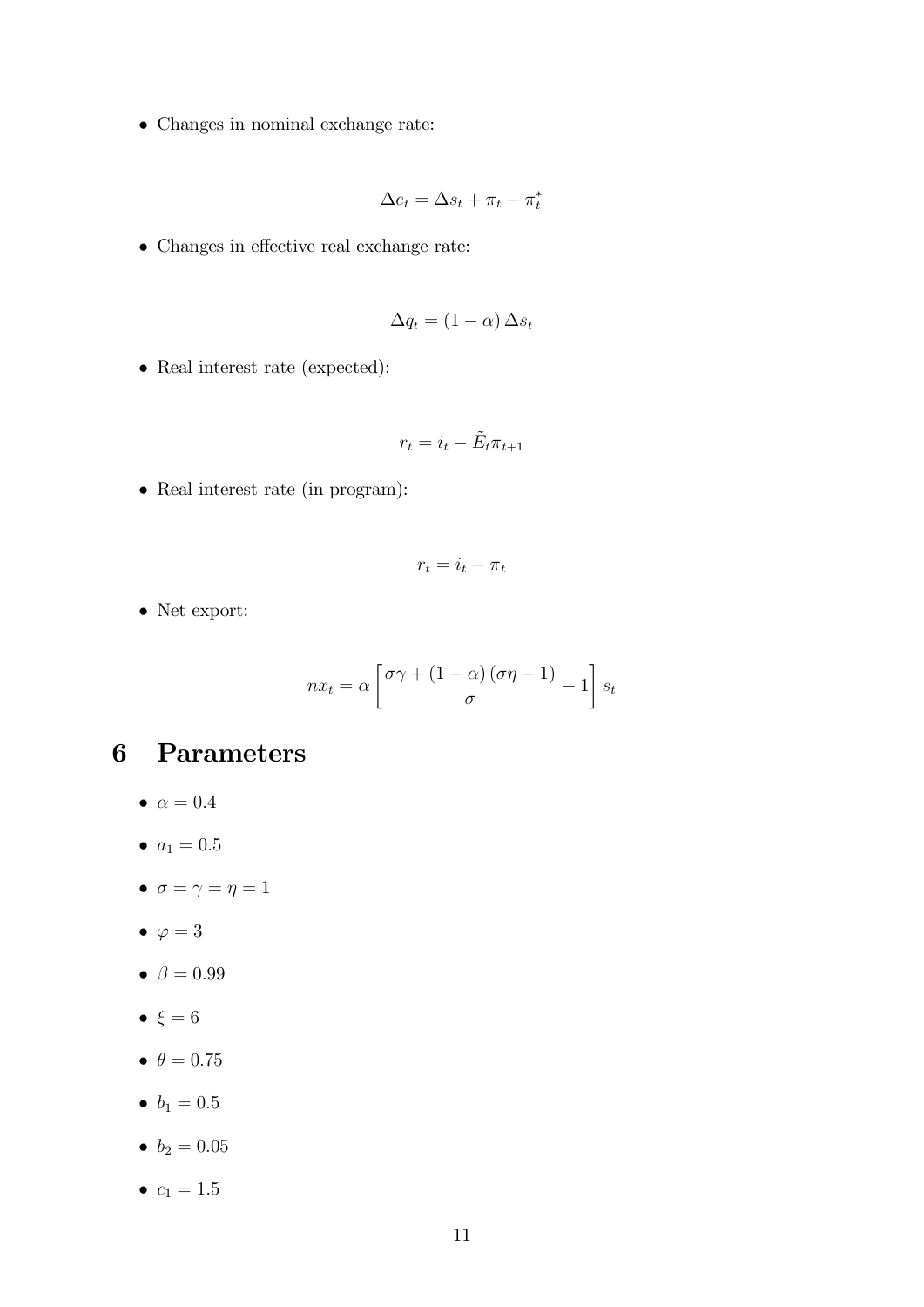- Changes in nominal exchange rate:

$$\Delta e_t = \Delta s_t + \pi_t - \pi_t^*$$

- Changes in effective real exchange rate:

$$\Delta q_t = (1 - \alpha) \Delta s_t$$

- Real interest rate (expected):

$$r_t = i_t - \tilde{E}_t \pi_{t+1}$$

- Real interest rate (in program):

$$r_t = i_t - \pi_t$$

- Net export:

$$nx_t = \alpha \left[ \frac{\sigma\gamma + (1 - \alpha)(\sigma\eta - 1)}{\sigma} - 1 \right] s_t$$

# 6 Parameters

- $\alpha = 0.4$
- $a_1 = 0.5$
- $\sigma = \gamma = \eta = 1$
- $\varphi = 3$
- $\beta = 0.99$
- $\xi = 6$
- $\theta = 0.75$
- $b_1 = 0.5$
- $b_2 = 0.05$
- $c_1 = 1.5$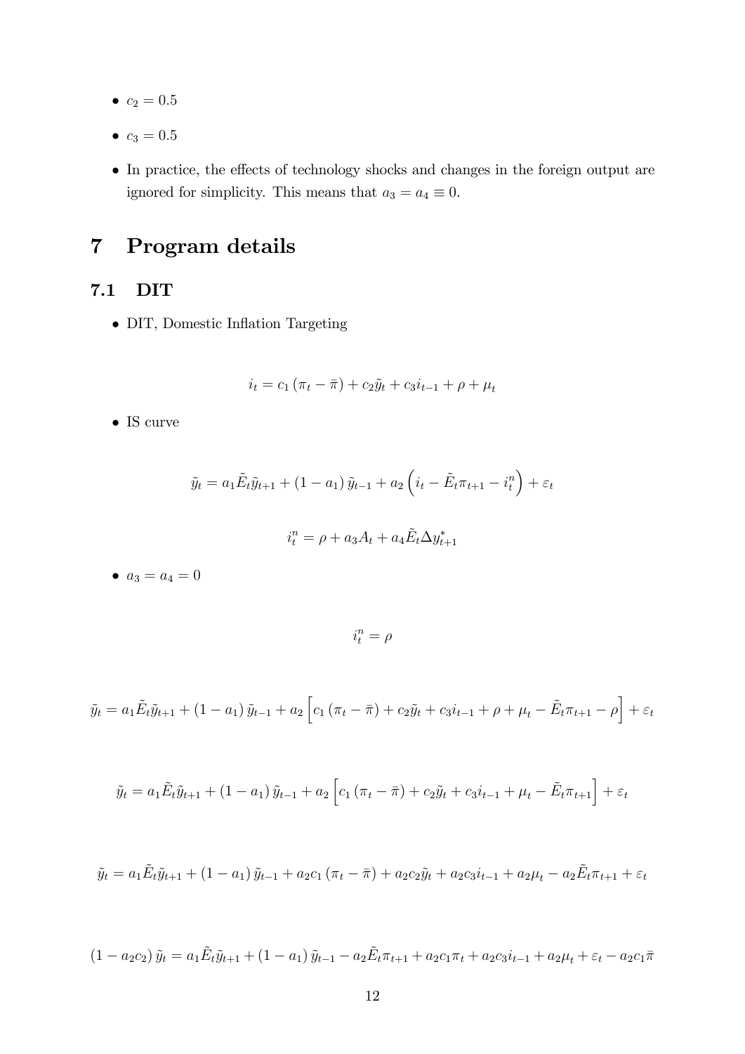- $c_2 = 0.5$
- $c_3 = 0.5$
- In practice, the effects of technology shocks and changes in the foreign output are ignored for simplicity. This means that $a_3 = a_4 \equiv 0$.

# 7 Program details

## 7.1 DIT

- DIT, Domestic Inflation Targeting

$$i_t = c_1 (\pi_t - \bar{\pi}) + c_2 \tilde{y}_t + c_3 i_{t-1} + \rho + \mu_t$$

- IS curve

$$\tilde{y}_t = a_1 \tilde{E}_t \tilde{y}_{t+1} + (1 - a_1) \tilde{y}_{t-1} + a_2 \left( i_t - \tilde{E}_t \pi_{t+1} - i_t^n \right) + \varepsilon_t$$

$$i_t^n = \rho + a_3 A_t + a_4 \tilde{E}_t \Delta y_{t+1}^*$$

- $a_3 = a_4 = 0$

$$i_t^n = \rho$$

$$\tilde{y}_t = a_1 \tilde{E}_t \tilde{y}_{t+1} + (1 - a_1) \tilde{y}_{t-1} + a_2 \left[ c_1 (\pi_t - \bar{\pi}) + c_2 \tilde{y}_t + c_3 i_{t-1} + \rho + \mu_t - \tilde{E}_t \pi_{t+1} - \rho \right] + \varepsilon_t$$

$$\tilde{y}_t = a_1 \tilde{E}_t \tilde{y}_{t+1} + (1 - a_1) \tilde{y}_{t-1} + a_2 \left[ c_1 (\pi_t - \bar{\pi}) + c_2 \tilde{y}_t + c_3 i_{t-1} + \mu_t - \tilde{E}_t \pi_{t+1} \right] + \varepsilon_t$$

$$\tilde{y}_t = a_1 \tilde{E}_t \tilde{y}_{t+1} + (1 - a_1) \tilde{y}_{t-1} + a_2 c_1 (\pi_t - \bar{\pi}) + a_2 c_2 \tilde{y}_t + a_2 c_3 i_{t-1} + a_2 \mu_t - a_2 \tilde{E}_t \pi_{t+1} + \varepsilon_t$$

$$(1 - a_2 c_2) \tilde{y}_t = a_1 \tilde{E}_t \tilde{y}_{t+1} + (1 - a_1) \tilde{y}_{t-1} - a_2 \tilde{E}_t \pi_{t+1} + a_2 c_1 \pi_t + a_2 c_3 i_{t-1} + a_2 \mu_t + \varepsilon_t - a_2 c_1 \bar{\pi}$$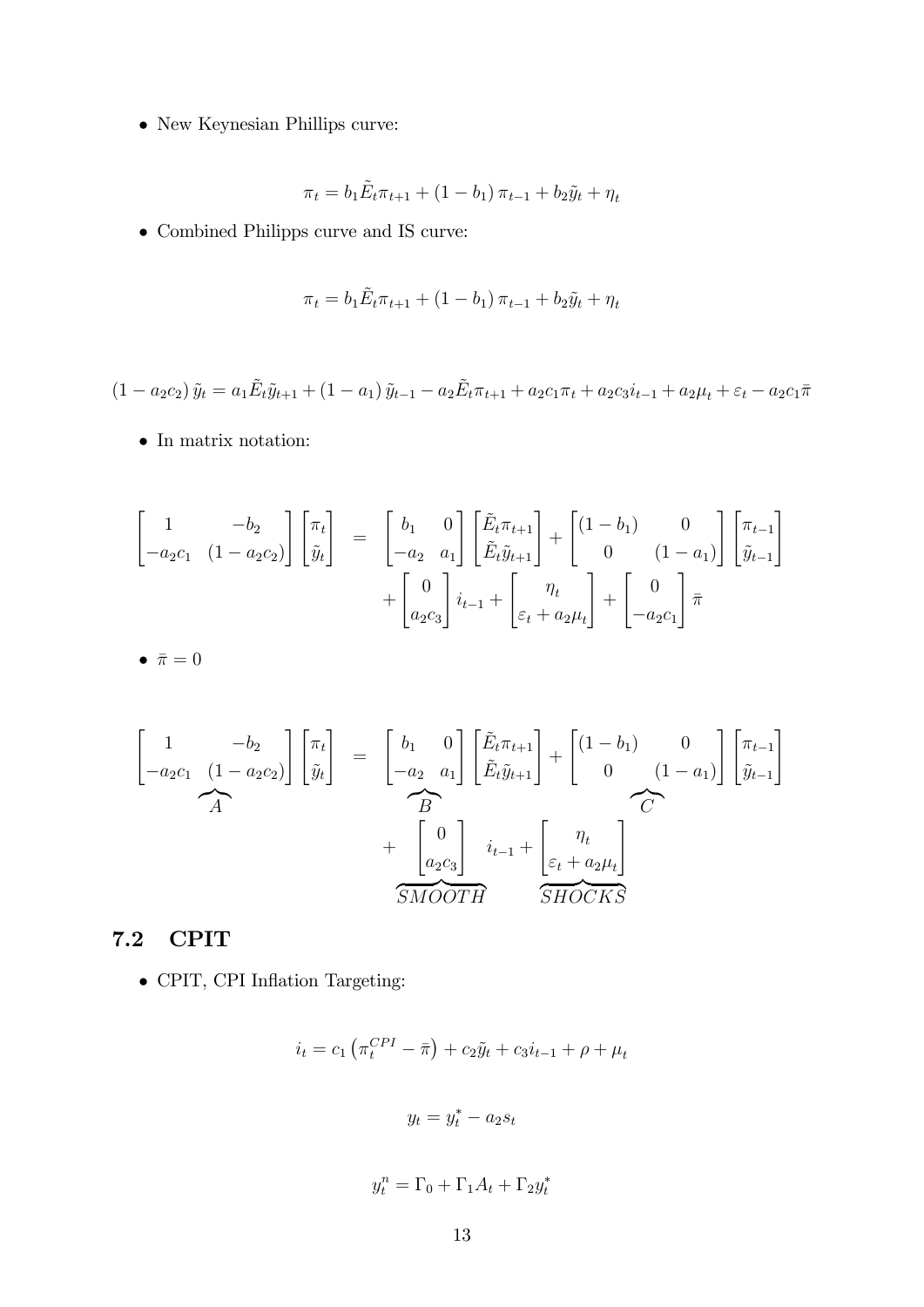- New Keynesian Phillips curve:

$$\pi_t = b_1 \tilde{E}_t \pi_{t+1} + (1 - b_1)\, \pi_{t-1} + b_2 \tilde{y}_t + \eta_t$$

- Combined Philipps curve and IS curve:

$$\pi_t = b_1 \tilde{E}_t \pi_{t+1} + (1 - b_1)\, \pi_{t-1} + b_2 \tilde{y}_t + \eta_t$$

$$(1 - a_2 c_2)\, \tilde{y}_t = a_1 \tilde{E}_t \tilde{y}_{t+1} + (1 - a_1)\, \tilde{y}_{t-1} - a_2 \tilde{E}_t \pi_{t+1} + a_2 c_1 \pi_t + a_2 c_3 i_{t-1} + a_2 \mu_t + \varepsilon_t - a_2 c_1 \bar{\pi}$$

- In matrix notation:

$$\begin{aligned}
\begin{bmatrix} 1 & -b_2 \\ -a_2 c_1 & (1 - a_2 c_2) \end{bmatrix} \begin{bmatrix} \pi_t \\ \tilde{y}_t \end{bmatrix} &= \begin{bmatrix} b_1 & 0 \\ -a_2 & a_1 \end{bmatrix} \begin{bmatrix} \tilde{E}_t \pi_{t+1} \\ \tilde{E}_t \tilde{y}_{t+1} \end{bmatrix} + \begin{bmatrix} (1 - b_1) & 0 \\ 0 & (1 - a_1) \end{bmatrix} \begin{bmatrix} \pi_{t-1} \\ \tilde{y}_{t-1} \end{bmatrix} \\
&\quad + \begin{bmatrix} 0 \\ a_2 c_3 \end{bmatrix} i_{t-1} + \begin{bmatrix} \eta_t \\ \varepsilon_t + a_2 \mu_t \end{bmatrix} + \begin{bmatrix} 0 \\ -a_2 c_1 \end{bmatrix} \bar{\pi}
\end{aligned}$$

- $\bar{\pi} = 0$

$$\begin{aligned}
\underbrace{\begin{bmatrix} 1 & -b_2 \\ -a_2 c_1 & (1 - a_2 c_2) \end{bmatrix}}_{A} \begin{bmatrix} \pi_t \\ \tilde{y}_t \end{bmatrix} &= \underbrace{\begin{bmatrix} b_1 & 0 \\ -a_2 & a_1 \end{bmatrix}}_{B} \begin{bmatrix} \tilde{E}_t \pi_{t+1} \\ \tilde{E}_t \tilde{y}_{t+1} \end{bmatrix} + \underbrace{\begin{bmatrix} (1 - b_1) & 0 \\ 0 & (1 - a_1) \end{bmatrix}}_{C} \begin{bmatrix} \pi_{t-1} \\ \tilde{y}_{t-1} \end{bmatrix} \\
&\quad + \underbrace{\begin{bmatrix} 0 \\ a_2 c_3 \end{bmatrix}}_{SMOOTH} i_{t-1} + \underbrace{\begin{bmatrix} \eta_t \\ \varepsilon_t + a_2 \mu_t \end{bmatrix}}_{SHOCKS}
\end{aligned}$$

## 7.2 CPIT

- CPIT, CPI Inflation Targeting:

$$i_t = c_1 \left( \pi_t^{CPI} - \bar{\pi} \right) + c_2 \tilde{y}_t + c_3 i_{t-1} + \rho + \mu_t$$

$$y_t = y_t^* - a_2 s_t$$

$$y_t^n = \Gamma_0 + \Gamma_1 A_t + \Gamma_2 y_t^*$$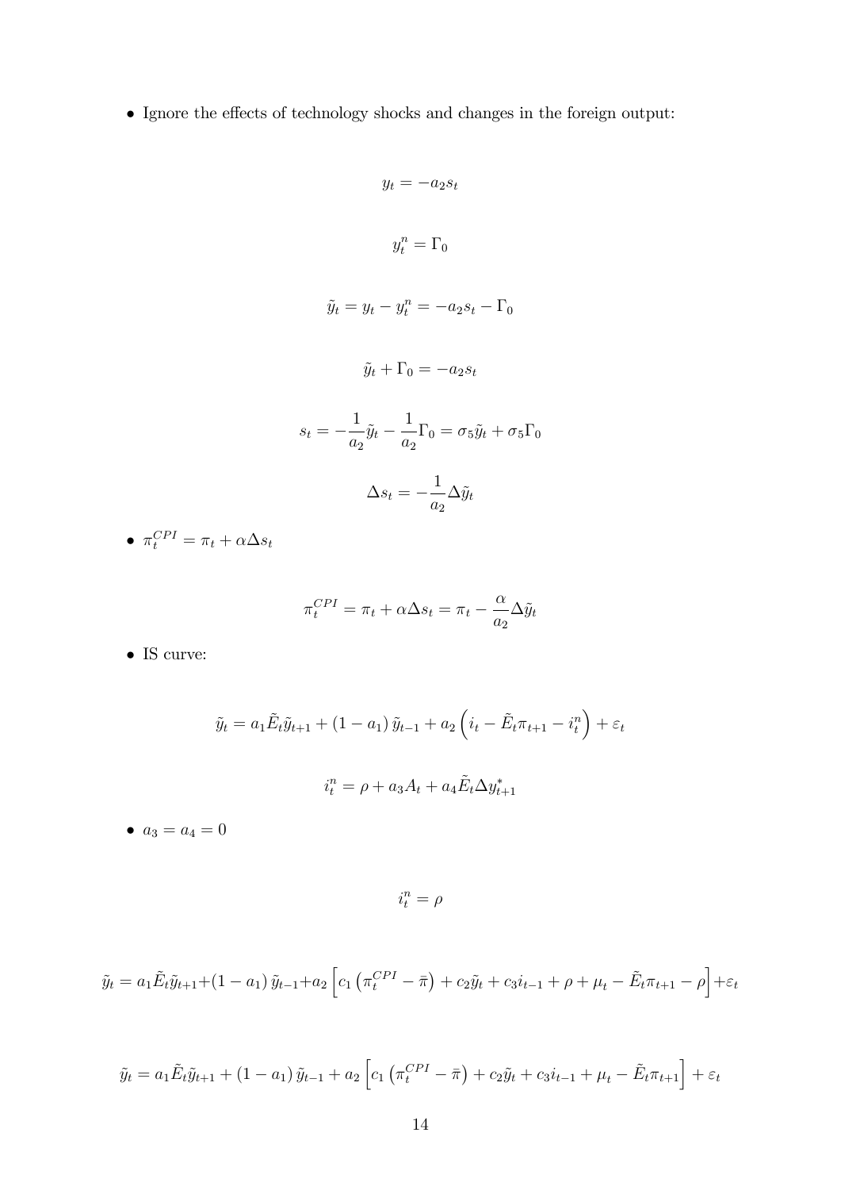- Ignore the effects of technology shocks and changes in the foreign output:

$$y_t = -a_2 s_t$$

$$y_t^n = \Gamma_0$$

$$\tilde{y}_t = y_t - y_t^n = -a_2 s_t - \Gamma_0$$

$$\tilde{y}_t + \Gamma_0 = -a_2 s_t$$

$$s_t = -\frac{1}{a_2}\tilde{y}_t - \frac{1}{a_2}\Gamma_0 = \sigma_5 \tilde{y}_t + \sigma_5 \Gamma_0$$

$$\Delta s_t = -\frac{1}{a_2}\Delta \tilde{y}_t$$

- $\pi_t^{CPI} = \pi_t + \alpha \Delta s_t$

$$\pi_t^{CPI} = \pi_t + \alpha \Delta s_t = \pi_t - \frac{\alpha}{a_2}\Delta \tilde{y}_t$$

- IS curve:

$$\tilde{y}_t = a_1 \tilde{E}_t \tilde{y}_{t+1} + (1 - a_1)\tilde{y}_{t-1} + a_2 \left( i_t - \tilde{E}_t \pi_{t+1} - i_t^n \right) + \varepsilon_t$$

$$i_t^n = \rho + a_3 A_t + a_4 \tilde{E}_t \Delta y_{t+1}^*$$

- $a_3 = a_4 = 0$

$$i_t^n = \rho$$

$$\tilde{y}_t = a_1 \tilde{E}_t \tilde{y}_{t+1} + (1 - a_1)\tilde{y}_{t-1} + a_2 \left[ c_1 \left( \pi_t^{CPI} - \bar{\pi} \right) + c_2 \tilde{y}_t + c_3 i_{t-1} + \rho + \mu_t - \tilde{E}_t \pi_{t+1} - \rho \right] + \varepsilon_t$$

$$\tilde{y}_t = a_1 \tilde{E}_t \tilde{y}_{t+1} + (1 - a_1)\tilde{y}_{t-1} + a_2 \left[ c_1 \left( \pi_t^{CPI} - \bar{\pi} \right) + c_2 \tilde{y}_t + c_3 i_{t-1} + \mu_t - \tilde{E}_t \pi_{t+1} \right] + \varepsilon_t$$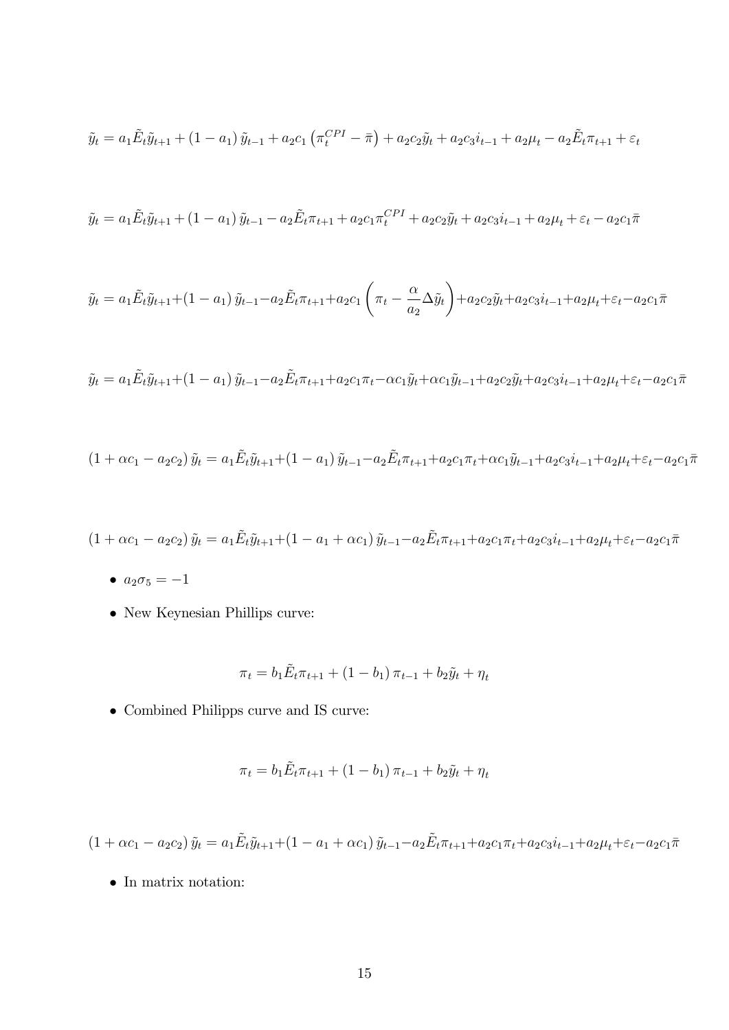$$\tilde{y}_t = a_1 \tilde{E}_t \tilde{y}_{t+1} + (1 - a_1)\, \tilde{y}_{t-1} + a_2 c_1 \left( \pi_t^{CPI} - \bar{\pi} \right) + a_2 c_2 \tilde{y}_t + a_2 c_3 i_{t-1} + a_2 \mu_t - a_2 \tilde{E}_t \pi_{t+1} + \varepsilon_t$$

$$\tilde{y}_t = a_1 \tilde{E}_t \tilde{y}_{t+1} + (1 - a_1)\, \tilde{y}_{t-1} - a_2 \tilde{E}_t \pi_{t+1} + a_2 c_1 \pi_t^{CPI} + a_2 c_2 \tilde{y}_t + a_2 c_3 i_{t-1} + a_2 \mu_t + \varepsilon_t - a_2 c_1 \bar{\pi}$$

$$\tilde{y}_t = a_1 \tilde{E}_t \tilde{y}_{t+1} + (1 - a_1)\, \tilde{y}_{t-1} - a_2 \tilde{E}_t \pi_{t+1} + a_2 c_1 \left( \pi_t - \frac{\alpha}{a_2} \Delta \tilde{y}_t \right) + a_2 c_2 \tilde{y}_t + a_2 c_3 i_{t-1} + a_2 \mu_t + \varepsilon_t - a_2 c_1 \bar{\pi}$$

$$\tilde{y}_t = a_1 \tilde{E}_t \tilde{y}_{t+1} + (1 - a_1)\, \tilde{y}_{t-1} - a_2 \tilde{E}_t \pi_{t+1} + a_2 c_1 \pi_t - \alpha c_1 \tilde{y}_t + \alpha c_1 \tilde{y}_{t-1} + a_2 c_2 \tilde{y}_t + a_2 c_3 i_{t-1} + a_2 \mu_t + \varepsilon_t - a_2 c_1 \bar{\pi}$$

$$(1 + \alpha c_1 - a_2 c_2)\, \tilde{y}_t = a_1 \tilde{E}_t \tilde{y}_{t+1} + (1 - a_1)\, \tilde{y}_{t-1} - a_2 \tilde{E}_t \pi_{t+1} + a_2 c_1 \pi_t + \alpha c_1 \tilde{y}_{t-1} + a_2 c_3 i_{t-1} + a_2 \mu_t + \varepsilon_t - a_2 c_1 \bar{\pi}$$

$$(1 + \alpha c_1 - a_2 c_2)\, \tilde{y}_t = a_1 \tilde{E}_t \tilde{y}_{t+1} + (1 - a_1 + \alpha c_1)\, \tilde{y}_{t-1} - a_2 \tilde{E}_t \pi_{t+1} + a_2 c_1 \pi_t + a_2 c_3 i_{t-1} + a_2 \mu_t + \varepsilon_t - a_2 c_1 \bar{\pi}$$

- $a_2 \sigma_5 = -1$
- New Keynesian Phillips curve:

$$\pi_t = b_1 \tilde{E}_t \pi_{t+1} + (1 - b_1)\, \pi_{t-1} + b_2 \tilde{y}_t + \eta_t$$

- Combined Philipps curve and IS curve:

$$\pi_t = b_1 \tilde{E}_t \pi_{t+1} + (1 - b_1)\, \pi_{t-1} + b_2 \tilde{y}_t + \eta_t$$

$$(1 + \alpha c_1 - a_2 c_2)\, \tilde{y}_t = a_1 \tilde{E}_t \tilde{y}_{t+1} + (1 - a_1 + \alpha c_1)\, \tilde{y}_{t-1} - a_2 \tilde{E}_t \pi_{t+1} + a_2 c_1 \pi_t + a_2 c_3 i_{t-1} + a_2 \mu_t + \varepsilon_t - a_2 c_1 \bar{\pi}$$

- In matrix notation: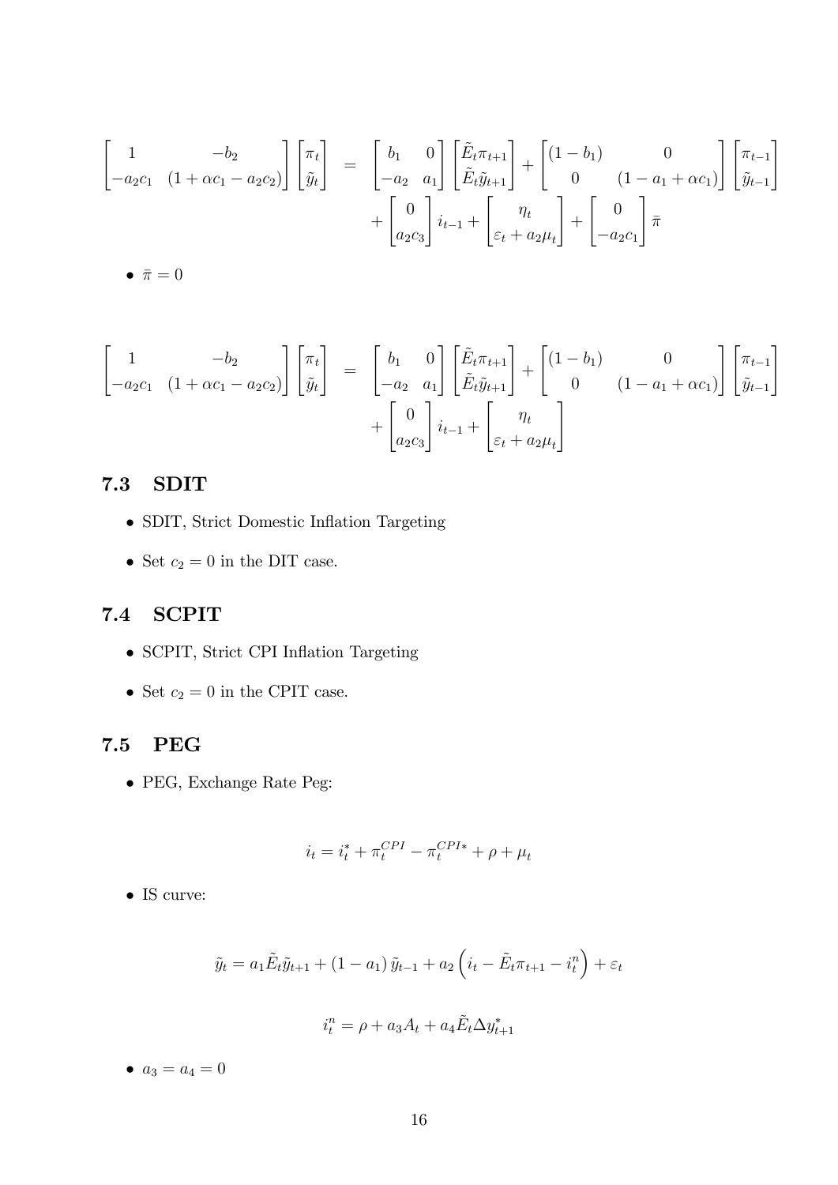$$
\begin{bmatrix} 1 & -b_2 \\ -a_2 c_1 & (1+\alpha c_1 - a_2 c_2) \end{bmatrix} \begin{bmatrix} \pi_t \\ \tilde{y}_t \end{bmatrix} = \begin{bmatrix} b_1 & 0 \\ -a_2 & a_1 \end{bmatrix} \begin{bmatrix} \tilde{E}_t \pi_{t+1} \\ \tilde{E}_t \tilde{y}_{t+1} \end{bmatrix} + \begin{bmatrix} (1-b_1) & 0 \\ 0 & (1-a_1+\alpha c_1) \end{bmatrix} \begin{bmatrix} \pi_{t-1} \\ \tilde{y}_{t-1} \end{bmatrix} + \begin{bmatrix} 0 \\ a_2 c_3 \end{bmatrix} i_{t-1} + \begin{bmatrix} \eta_t \\ \varepsilon_t + a_2 \mu_t \end{bmatrix} + \begin{bmatrix} 0 \\ -a_2 c_1 \end{bmatrix} \bar{\pi}
$$

- $\bar{\pi} = 0$

$$
\begin{bmatrix} 1 & -b_2 \\ -a_2 c_1 & (1+\alpha c_1 - a_2 c_2) \end{bmatrix} \begin{bmatrix} \pi_t \\ \tilde{y}_t \end{bmatrix} = \begin{bmatrix} b_1 & 0 \\ -a_2 & a_1 \end{bmatrix} \begin{bmatrix} \tilde{E}_t \pi_{t+1} \\ \tilde{E}_t \tilde{y}_{t+1} \end{bmatrix} + \begin{bmatrix} (1-b_1) & 0 \\ 0 & (1-a_1+\alpha c_1) \end{bmatrix} \begin{bmatrix} \pi_{t-1} \\ \tilde{y}_{t-1} \end{bmatrix} + \begin{bmatrix} 0 \\ a_2 c_3 \end{bmatrix} i_{t-1} + \begin{bmatrix} \eta_t \\ \varepsilon_t + a_2 \mu_t \end{bmatrix}
$$

## 7.3 SDIT

- SDIT, Strict Domestic Inflation Targeting
- Set $c_2 = 0$ in the DIT case.

## 7.4 SCPIT

- SCPIT, Strict CPI Inflation Targeting
- Set $c_2 = 0$ in the CPIT case.

## 7.5 PEG

- PEG, Exchange Rate Peg:

$$
i_t = i_t^* + \pi_t^{CPI} - \pi_t^{CPI*} + \rho + \mu_t
$$

- IS curve:

$$
\tilde{y}_t = a_1 \tilde{E}_t \tilde{y}_{t+1} + (1-a_1)\,\tilde{y}_{t-1} + a_2 \left( i_t - \tilde{E}_t \pi_{t+1} - i_t^n \right) + \varepsilon_t
$$

$$
i_t^n = \rho + a_3 A_t + a_4 \tilde{E}_t \Delta y_{t+1}^*
$$

- $a_3 = a_4 = 0$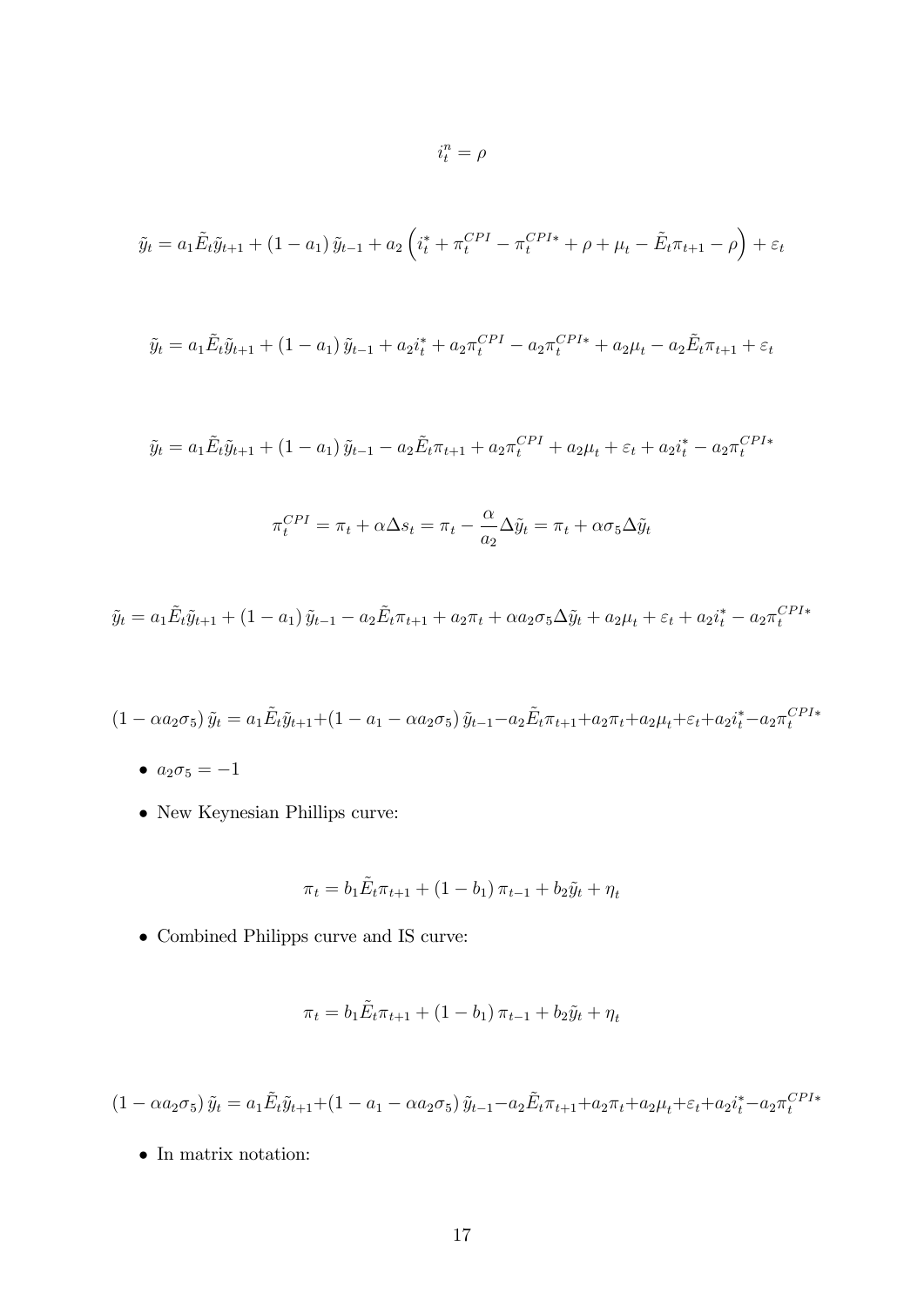$$i_t^n = \rho$$

$$\tilde{y}_t = a_1 \tilde{E}_t \tilde{y}_{t+1} + (1 - a_1) \tilde{y}_{t-1} + a_2 \left( i_t^* + \pi_t^{CPI} - \pi_t^{CPI*} + \rho + \mu_t - \tilde{E}_t \pi_{t+1} - \rho \right) + \varepsilon_t$$

$$\tilde{y}_t = a_1 \tilde{E}_t \tilde{y}_{t+1} + (1 - a_1) \tilde{y}_{t-1} + a_2 i_t^* + a_2 \pi_t^{CPI} - a_2 \pi_t^{CPI*} + a_2 \mu_t - a_2 \tilde{E}_t \pi_{t+1} + \varepsilon_t$$

$$\tilde{y}_t = a_1 \tilde{E}_t \tilde{y}_{t+1} + (1 - a_1) \tilde{y}_{t-1} - a_2 \tilde{E}_t \pi_{t+1} + a_2 \pi_t^{CPI} + a_2 \mu_t + \varepsilon_t + a_2 i_t^* - a_2 \pi_t^{CPI*}$$

$$\pi_t^{CPI} = \pi_t + \alpha \Delta s_t = \pi_t - \frac{\alpha}{a_2} \Delta \tilde{y}_t = \pi_t + \alpha \sigma_5 \Delta \tilde{y}_t$$

$$\tilde{y}_t = a_1 \tilde{E}_t \tilde{y}_{t+1} + (1 - a_1) \tilde{y}_{t-1} - a_2 \tilde{E}_t \pi_{t+1} + a_2 \pi_t + \alpha a_2 \sigma_5 \Delta \tilde{y}_t + a_2 \mu_t + \varepsilon_t + a_2 i_t^* - a_2 \pi_t^{CPI*}$$

$$(1 - \alpha a_2 \sigma_5) \tilde{y}_t = a_1 \tilde{E}_t \tilde{y}_{t+1} + (1 - a_1 - \alpha a_2 \sigma_5) \tilde{y}_{t-1} - a_2 \tilde{E}_t \pi_{t+1} + a_2 \pi_t + a_2 \mu_t + \varepsilon_t + a_2 i_t^* - a_2 \pi_t^{CPI*}$$

- $a_2 \sigma_5 = -1$
- New Keynesian Phillips curve:

$$\pi_t = b_1 \tilde{E}_t \pi_{t+1} + (1 - b_1) \pi_{t-1} + b_2 \tilde{y}_t + \eta_t$$

- Combined Philipps curve and IS curve:

$$\pi_t = b_1 \tilde{E}_t \pi_{t+1} + (1 - b_1) \pi_{t-1} + b_2 \tilde{y}_t + \eta_t$$

$$(1 - \alpha a_2 \sigma_5) \tilde{y}_t = a_1 \tilde{E}_t \tilde{y}_{t+1} + (1 - a_1 - \alpha a_2 \sigma_5) \tilde{y}_{t-1} - a_2 \tilde{E}_t \pi_{t+1} + a_2 \pi_t + a_2 \mu_t + \varepsilon_t + a_2 i_t^* - a_2 \pi_t^{CPI*}$$

- In matrix notation: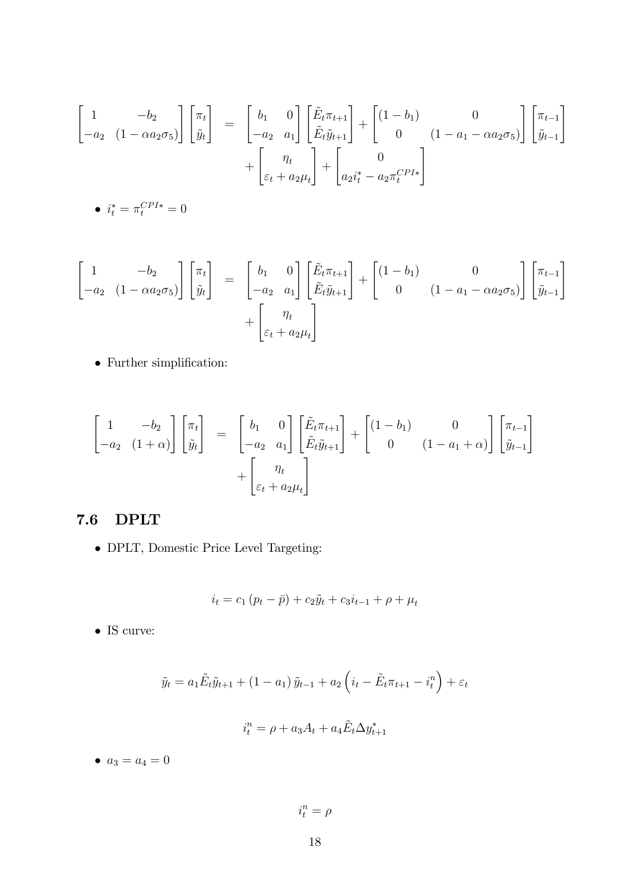$$
\begin{bmatrix} 1 & -b_2 \\ -a_2 & (1-\alpha a_2 \sigma_5) \end{bmatrix} \begin{bmatrix} \pi_t \\ \tilde{y}_t \end{bmatrix} = \begin{bmatrix} b_1 & 0 \\ -a_2 & a_1 \end{bmatrix} \begin{bmatrix} \tilde{E}_t \pi_{t+1} \\ \tilde{E}_t \tilde{y}_{t+1} \end{bmatrix} + \begin{bmatrix} (1-b_1) & 0 \\ 0 & (1-a_1-\alpha a_2 \sigma_5) \end{bmatrix} \begin{bmatrix} \pi_{t-1} \\ \tilde{y}_{t-1} \end{bmatrix} + \begin{bmatrix} \eta_t \\ \varepsilon_t + a_2 \mu_t \end{bmatrix} + \begin{bmatrix} 0 \\ a_2 i_t^* - a_2 \pi_t^{CPI*} \end{bmatrix}
$$

- $i_t^* = \pi_t^{CPI*} = 0$

$$
\begin{bmatrix} 1 & -b_2 \\ -a_2 & (1-\alpha a_2 \sigma_5) \end{bmatrix} \begin{bmatrix} \pi_t \\ \tilde{y}_t \end{bmatrix} = \begin{bmatrix} b_1 & 0 \\ -a_2 & a_1 \end{bmatrix} \begin{bmatrix} \tilde{E}_t \pi_{t+1} \\ \tilde{E}_t \tilde{y}_{t+1} \end{bmatrix} + \begin{bmatrix} (1-b_1) & 0 \\ 0 & (1-a_1-\alpha a_2 \sigma_5) \end{bmatrix} \begin{bmatrix} \pi_{t-1} \\ \tilde{y}_{t-1} \end{bmatrix} + \begin{bmatrix} \eta_t \\ \varepsilon_t + a_2 \mu_t \end{bmatrix}
$$

- Further simplification:

$$
\begin{bmatrix} 1 & -b_2 \\ -a_2 & (1+\alpha) \end{bmatrix} \begin{bmatrix} \pi_t \\ \tilde{y}_t \end{bmatrix} = \begin{bmatrix} b_1 & 0 \\ -a_2 & a_1 \end{bmatrix} \begin{bmatrix} \tilde{E}_t \pi_{t+1} \\ \tilde{E}_t \tilde{y}_{t+1} \end{bmatrix} + \begin{bmatrix} (1-b_1) & 0 \\ 0 & (1-a_1+\alpha) \end{bmatrix} \begin{bmatrix} \pi_{t-1} \\ \tilde{y}_{t-1} \end{bmatrix} + \begin{bmatrix} \eta_t \\ \varepsilon_t + a_2 \mu_t \end{bmatrix}
$$

## 7.6 DPLT

- DPLT, Domestic Price Level Targeting:

$$
i_t = c_1 (p_t - \bar{p}) + c_2 \tilde{y}_t + c_3 i_{t-1} + \rho + \mu_t
$$

- IS curve:

$$
\tilde{y}_t = a_1 \tilde{E}_t \tilde{y}_{t+1} + (1-a_1) \tilde{y}_{t-1} + a_2 \left( i_t - \tilde{E}_t \pi_{t+1} - i_t^n \right) + \varepsilon_t
$$

$$
i_t^n = \rho + a_3 A_t + a_4 \tilde{E}_t \Delta y_{t+1}^*
$$

- $a_3 = a_4 = 0$

$$
i_t^n = \rho
$$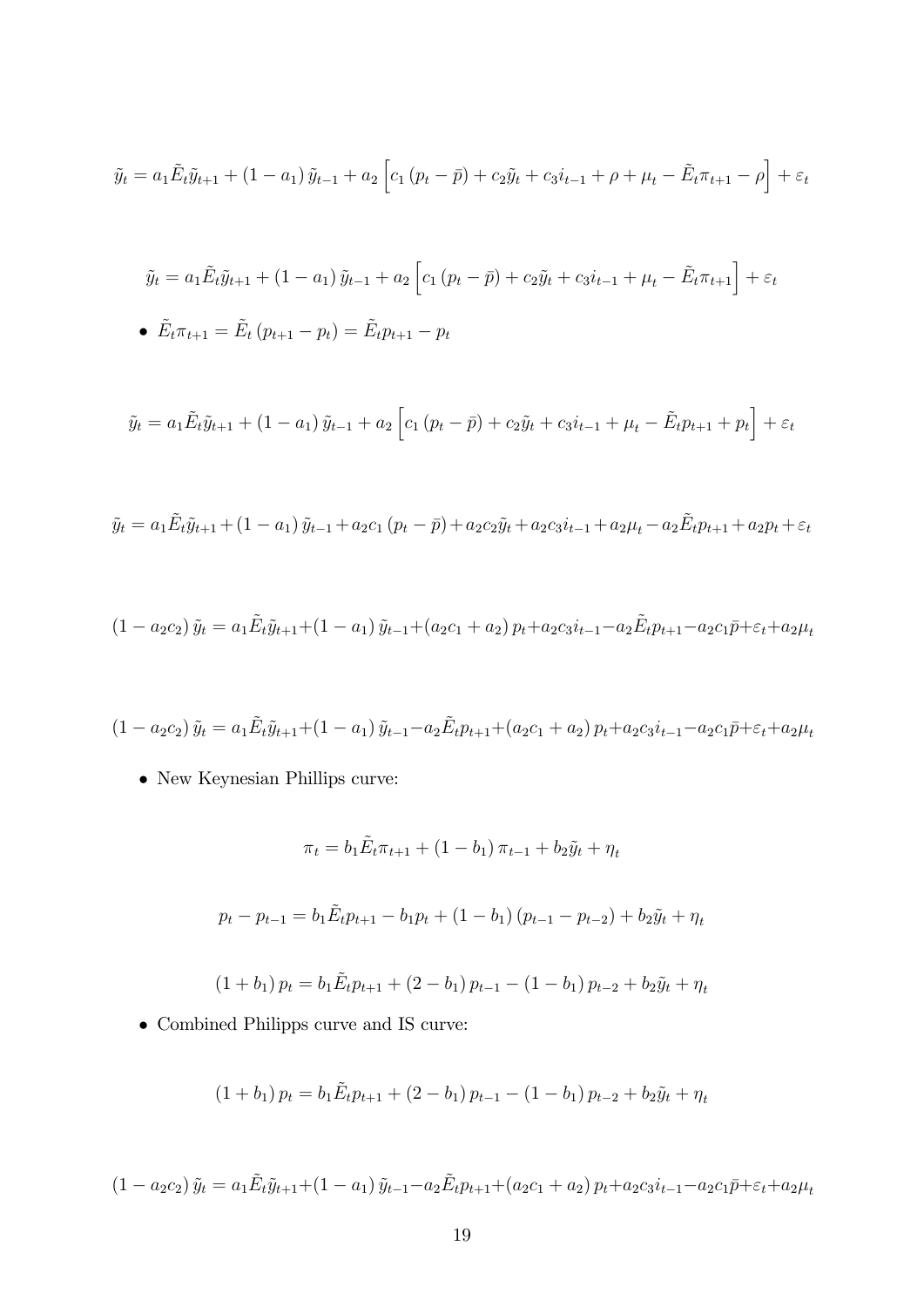$$\tilde{y}_t = a_1 \tilde{E}_t \tilde{y}_{t+1} + (1 - a_1) \tilde{y}_{t-1} + a_2 \left[ c_1 (p_t - \bar{p}) + c_2 \tilde{y}_t + c_3 i_{t-1} + \rho + \mu_t - \tilde{E}_t \pi_{t+1} - \rho \right] + \varepsilon_t$$

$$\tilde{y}_t = a_1 \tilde{E}_t \tilde{y}_{t+1} + (1 - a_1) \tilde{y}_{t-1} + a_2 \left[ c_1 (p_t - \bar{p}) + c_2 \tilde{y}_t + c_3 i_{t-1} + \mu_t - \tilde{E}_t \pi_{t+1} \right] + \varepsilon_t$$

- $\tilde{E}_t \pi_{t+1} = \tilde{E}_t (p_{t+1} - p_t) = \tilde{E}_t p_{t+1} - p_t$

$$\tilde{y}_t = a_1 \tilde{E}_t \tilde{y}_{t+1} + (1 - a_1) \tilde{y}_{t-1} + a_2 \left[ c_1 (p_t - \bar{p}) + c_2 \tilde{y}_t + c_3 i_{t-1} + \mu_t - \tilde{E}_t p_{t+1} + p_t \right] + \varepsilon_t$$

$$\tilde{y}_t = a_1 \tilde{E}_t \tilde{y}_{t+1} + (1 - a_1) \tilde{y}_{t-1} + a_2 c_1 (p_t - \bar{p}) + a_2 c_2 \tilde{y}_t + a_2 c_3 i_{t-1} + a_2 \mu_t - a_2 \tilde{E}_t p_{t+1} + a_2 p_t + \varepsilon_t$$

$$(1 - a_2 c_2) \tilde{y}_t = a_1 \tilde{E}_t \tilde{y}_{t+1} + (1 - a_1) \tilde{y}_{t-1} + (a_2 c_1 + a_2) p_t + a_2 c_3 i_{t-1} - a_2 \tilde{E}_t p_{t+1} - a_2 c_1 \bar{p} + \varepsilon_t + a_2 \mu_t$$

$$(1 - a_2 c_2) \tilde{y}_t = a_1 \tilde{E}_t \tilde{y}_{t+1} + (1 - a_1) \tilde{y}_{t-1} - a_2 \tilde{E}_t p_{t+1} + (a_2 c_1 + a_2) p_t + a_2 c_3 i_{t-1} - a_2 c_1 \bar{p} + \varepsilon_t + a_2 \mu_t$$

- New Keynesian Phillips curve:

$$\pi_t = b_1 \tilde{E}_t \pi_{t+1} + (1 - b_1) \pi_{t-1} + b_2 \tilde{y}_t + \eta_t$$

$$p_t - p_{t-1} = b_1 \tilde{E}_t p_{t+1} - b_1 p_t + (1 - b_1)(p_{t-1} - p_{t-2}) + b_2 \tilde{y}_t + \eta_t$$

$$(1 + b_1) p_t = b_1 \tilde{E}_t p_{t+1} + (2 - b_1) p_{t-1} - (1 - b_1) p_{t-2} + b_2 \tilde{y}_t + \eta_t$$

- Combined Philipps curve and IS curve:

$$(1 + b_1) p_t = b_1 \tilde{E}_t p_{t+1} + (2 - b_1) p_{t-1} - (1 - b_1) p_{t-2} + b_2 \tilde{y}_t + \eta_t$$

$$(1 - a_2 c_2) \tilde{y}_t = a_1 \tilde{E}_t \tilde{y}_{t+1} + (1 - a_1) \tilde{y}_{t-1} - a_2 \tilde{E}_t p_{t+1} + (a_2 c_1 + a_2) p_t + a_2 c_3 i_{t-1} - a_2 c_1 \bar{p} + \varepsilon_t + a_2 \mu_t$$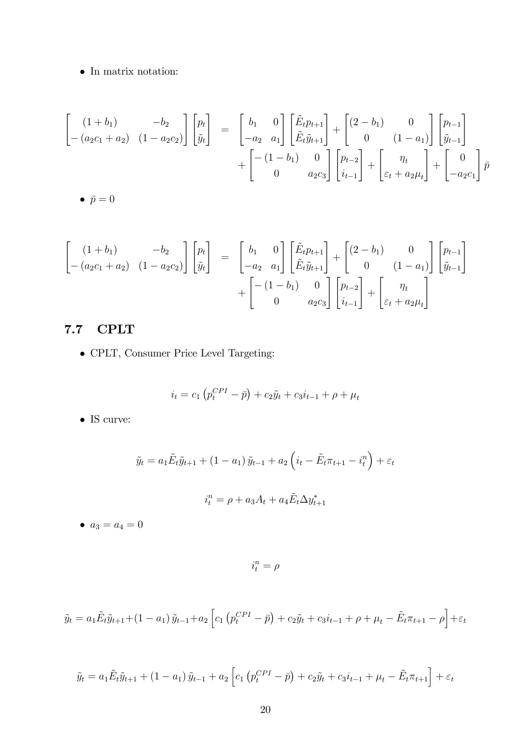- In matrix notation:

$$
\begin{bmatrix} (1+b_1) & -b_2 \\ -(a_2c_1+a_2) & (1-a_2c_2) \end{bmatrix} \begin{bmatrix} p_t \\ \tilde{y}_t \end{bmatrix} = \begin{bmatrix} b_1 & 0 \\ -a_2 & a_1 \end{bmatrix} \begin{bmatrix} \tilde{E}_t p_{t+1} \\ \tilde{E}_t \tilde{y}_{t+1} \end{bmatrix} + \begin{bmatrix} (2-b_1) & 0 \\ 0 & (1-a_1) \end{bmatrix} \begin{bmatrix} p_{t-1} \\ \tilde{y}_{t-1} \end{bmatrix} + \begin{bmatrix} -(1-b_1) & 0 \\ 0 & a_2c_3 \end{bmatrix} \begin{bmatrix} p_{t-2} \\ i_{t-1} \end{bmatrix} + \begin{bmatrix} \eta_t \\ \varepsilon_t + a_2\mu_t \end{bmatrix} + \begin{bmatrix} 0 \\ -a_2c_1 \end{bmatrix} \bar{p}
$$

- $\bar{p} = 0$

$$
\begin{bmatrix} (1+b_1) & -b_2 \\ -(a_2c_1+a_2) & (1-a_2c_2) \end{bmatrix} \begin{bmatrix} p_t \\ \tilde{y}_t \end{bmatrix} = \begin{bmatrix} b_1 & 0 \\ -a_2 & a_1 \end{bmatrix} \begin{bmatrix} \tilde{E}_t p_{t+1} \\ \tilde{E}_t \tilde{y}_{t+1} \end{bmatrix} + \begin{bmatrix} (2-b_1) & 0 \\ 0 & (1-a_1) \end{bmatrix} \begin{bmatrix} p_{t-1} \\ \tilde{y}_{t-1} \end{bmatrix} + \begin{bmatrix} -(1-b_1) & 0 \\ 0 & a_2c_3 \end{bmatrix} \begin{bmatrix} p_{t-2} \\ i_{t-1} \end{bmatrix} + \begin{bmatrix} \eta_t \\ \varepsilon_t + a_2\mu_t \end{bmatrix}
$$

## 7.7 CPLT

- CPLT, Consumer Price Level Targeting:

$$
i_t = c_1\left(p_t^{CPI} - \bar{p}\right) + c_2\tilde{y}_t + c_3 i_{t-1} + \rho + \mu_t
$$

- IS curve:

$$
\tilde{y}_t = a_1\tilde{E}_t\tilde{y}_{t+1} + (1-a_1)\tilde{y}_{t-1} + a_2\left(i_t - \tilde{E}_t\pi_{t+1} - i_t^n\right) + \varepsilon_t
$$

$$
i_t^n = \rho + a_3 A_t + a_4\tilde{E}_t\Delta y_{t+1}^*
$$

- $a_3 = a_4 = 0$

$$
i_t^n = \rho
$$

$$
\tilde{y}_t = a_1\tilde{E}_t\tilde{y}_{t+1} + (1-a_1)\tilde{y}_{t-1} + a_2\left[c_1\left(p_t^{CPI} - \bar{p}\right) + c_2\tilde{y}_t + c_3 i_{t-1} + \rho + \mu_t - \tilde{E}_t\pi_{t+1} - \rho\right] + \varepsilon_t
$$

$$
\tilde{y}_t = a_1\tilde{E}_t\tilde{y}_{t+1} + (1-a_1)\tilde{y}_{t-1} + a_2\left[c_1\left(p_t^{CPI} - \bar{p}\right) + c_2\tilde{y}_t + c_3 i_{t-1} + \mu_t - \tilde{E}_t\pi_{t+1}\right] + \varepsilon_t
$$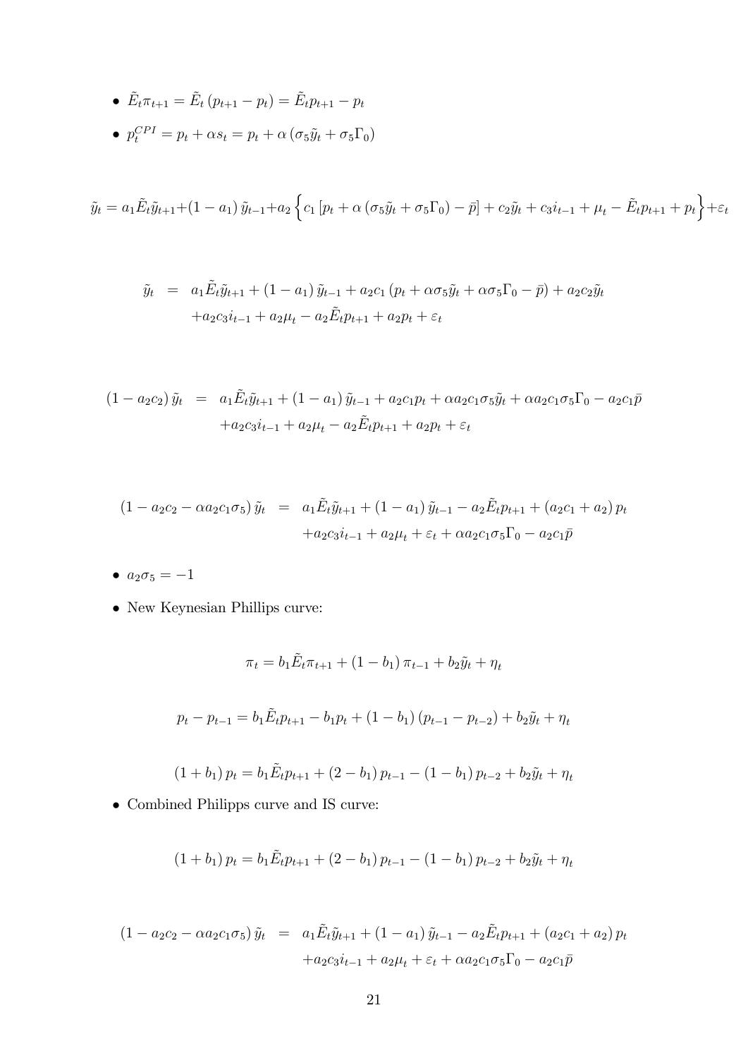- $\tilde{E}_t \pi_{t+1} = \tilde{E}_t (p_{t+1} - p_t) = \tilde{E}_t p_{t+1} - p_t$
- $p_t^{CPI} = p_t + \alpha s_t = p_t + \alpha (\sigma_5 \tilde{y}_t + \sigma_5 \Gamma_0)$

$$\tilde{y}_t = a_1 \tilde{E}_t \tilde{y}_{t+1} + (1 - a_1) \tilde{y}_{t-1} + a_2 \Big\{ c_1 [p_t + \alpha (\sigma_5 \tilde{y}_t + \sigma_5 \Gamma_0) - \bar{p}] + c_2 \tilde{y}_t + c_3 i_{t-1} + \mu_t - \tilde{E}_t p_{t+1} + p_t \Big\} + \varepsilon_t$$

$$\begin{aligned} \tilde{y}_t &= a_1 \tilde{E}_t \tilde{y}_{t+1} + (1 - a_1) \tilde{y}_{t-1} + a_2 c_1 (p_t + \alpha \sigma_5 \tilde{y}_t + \alpha \sigma_5 \Gamma_0 - \bar{p}) + a_2 c_2 \tilde{y}_t \\ &\quad + a_2 c_3 i_{t-1} + a_2 \mu_t - a_2 \tilde{E}_t p_{t+1} + a_2 p_t + \varepsilon_t \end{aligned}$$

$$\begin{aligned} (1 - a_2 c_2) \tilde{y}_t &= a_1 \tilde{E}_t \tilde{y}_{t+1} + (1 - a_1) \tilde{y}_{t-1} + a_2 c_1 p_t + \alpha a_2 c_1 \sigma_5 \tilde{y}_t + \alpha a_2 c_1 \sigma_5 \Gamma_0 - a_2 c_1 \bar{p} \\ &\quad + a_2 c_3 i_{t-1} + a_2 \mu_t - a_2 \tilde{E}_t p_{t+1} + a_2 p_t + \varepsilon_t \end{aligned}$$

$$\begin{aligned} (1 - a_2 c_2 - \alpha a_2 c_1 \sigma_5) \tilde{y}_t &= a_1 \tilde{E}_t \tilde{y}_{t+1} + (1 - a_1) \tilde{y}_{t-1} - a_2 \tilde{E}_t p_{t+1} + (a_2 c_1 + a_2) p_t \\ &\quad + a_2 c_3 i_{t-1} + a_2 \mu_t + \varepsilon_t + \alpha a_2 c_1 \sigma_5 \Gamma_0 - a_2 c_1 \bar{p} \end{aligned}$$

- $a_2 \sigma_5 = -1$
- New Keynesian Phillips curve:

$$\pi_t = b_1 \tilde{E}_t \pi_{t+1} + (1 - b_1) \pi_{t-1} + b_2 \tilde{y}_t + \eta_t$$

$$p_t - p_{t-1} = b_1 \tilde{E}_t p_{t+1} - b_1 p_t + (1 - b_1)(p_{t-1} - p_{t-2}) + b_2 \tilde{y}_t + \eta_t$$

$$(1 + b_1) p_t = b_1 \tilde{E}_t p_{t+1} + (2 - b_1) p_{t-1} - (1 - b_1) p_{t-2} + b_2 \tilde{y}_t + \eta_t$$

- Combined Philipps curve and IS curve:

$$(1 + b_1) p_t = b_1 \tilde{E}_t p_{t+1} + (2 - b_1) p_{t-1} - (1 - b_1) p_{t-2} + b_2 \tilde{y}_t + \eta_t$$

$$\begin{aligned} (1 - a_2 c_2 - \alpha a_2 c_1 \sigma_5) \tilde{y}_t &= a_1 \tilde{E}_t \tilde{y}_{t+1} + (1 - a_1) \tilde{y}_{t-1} - a_2 \tilde{E}_t p_{t+1} + (a_2 c_1 + a_2) p_t \\ &\quad + a_2 c_3 i_{t-1} + a_2 \mu_t + \varepsilon_t + \alpha a_2 c_1 \sigma_5 \Gamma_0 - a_2 c_1 \bar{p} \end{aligned}$$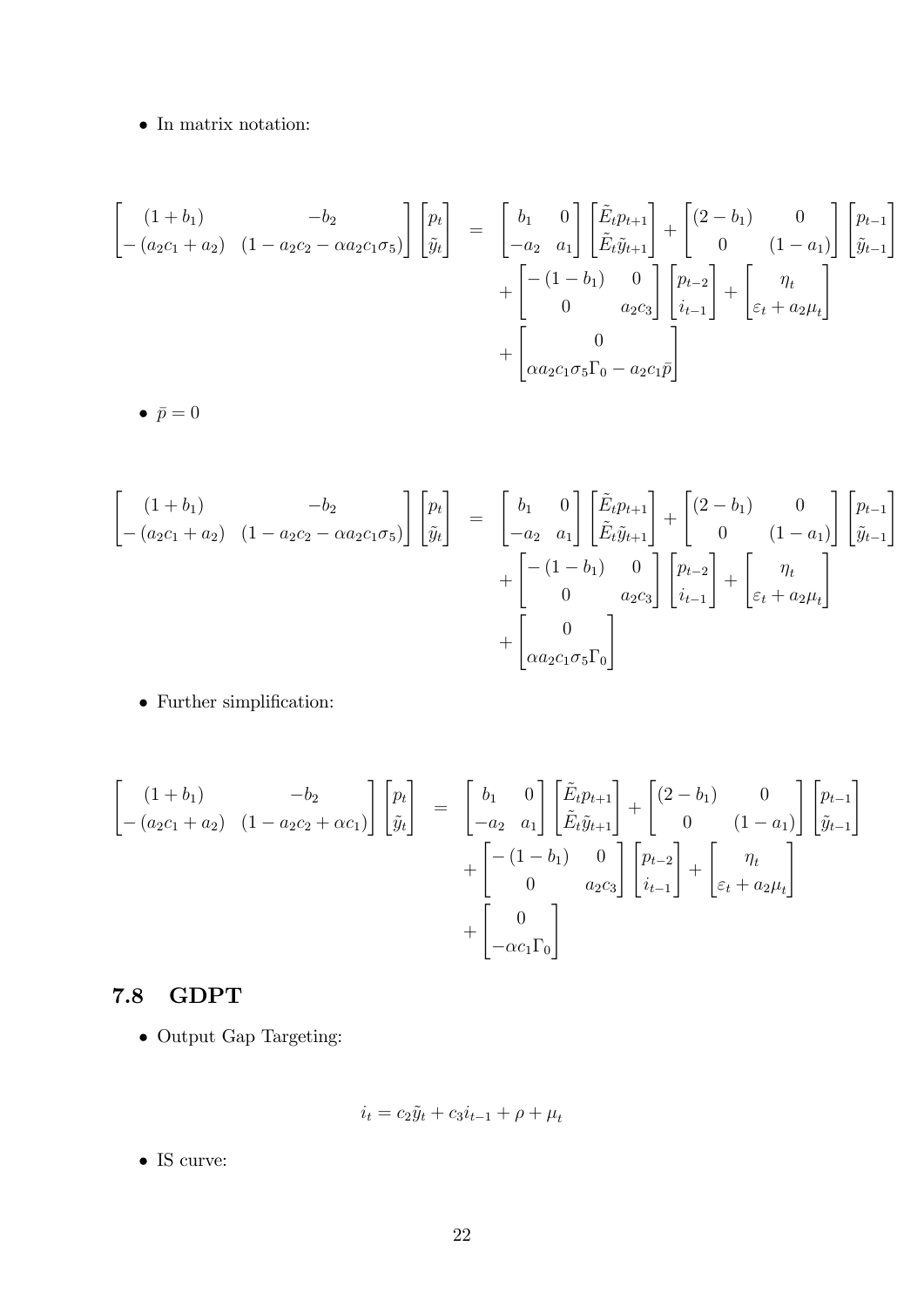- In matrix notation:

$$
\begin{aligned}
\begin{bmatrix} (1+b_1) & -b_2 \\ -(a_2c_1+a_2) & (1-a_2c_2-\alpha a_2c_1\sigma_5) \end{bmatrix} \begin{bmatrix} p_t \\ \tilde{y}_t \end{bmatrix} &= \begin{bmatrix} b_1 & 0 \\ -a_2 & a_1 \end{bmatrix} \begin{bmatrix} \tilde{E}_t p_{t+1} \\ \tilde{E}_t \tilde{y}_{t+1} \end{bmatrix} + \begin{bmatrix} (2-b_1) & 0 \\ 0 & (1-a_1) \end{bmatrix} \begin{bmatrix} p_{t-1} \\ \tilde{y}_{t-1} \end{bmatrix} \\
&+ \begin{bmatrix} -(1-b_1) & 0 \\ 0 & a_2c_3 \end{bmatrix} \begin{bmatrix} p_{t-2} \\ i_{t-1} \end{bmatrix} + \begin{bmatrix} \eta_t \\ \varepsilon_t + a_2\mu_t \end{bmatrix} \\
&+ \begin{bmatrix} 0 \\ \alpha a_2 c_1 \sigma_5 \Gamma_0 - a_2 c_1 \bar{p} \end{bmatrix}
\end{aligned}
$$

- $\bar{p} = 0$

$$
\begin{aligned}
\begin{bmatrix} (1+b_1) & -b_2 \\ -(a_2c_1+a_2) & (1-a_2c_2-\alpha a_2c_1\sigma_5) \end{bmatrix} \begin{bmatrix} p_t \\ \tilde{y}_t \end{bmatrix} &= \begin{bmatrix} b_1 & 0 \\ -a_2 & a_1 \end{bmatrix} \begin{bmatrix} \tilde{E}_t p_{t+1} \\ \tilde{E}_t \tilde{y}_{t+1} \end{bmatrix} + \begin{bmatrix} (2-b_1) & 0 \\ 0 & (1-a_1) \end{bmatrix} \begin{bmatrix} p_{t-1} \\ \tilde{y}_{t-1} \end{bmatrix} \\
&+ \begin{bmatrix} -(1-b_1) & 0 \\ 0 & a_2c_3 \end{bmatrix} \begin{bmatrix} p_{t-2} \\ i_{t-1} \end{bmatrix} + \begin{bmatrix} \eta_t \\ \varepsilon_t + a_2\mu_t \end{bmatrix} \\
&+ \begin{bmatrix} 0 \\ \alpha a_2 c_1 \sigma_5 \Gamma_0 \end{bmatrix}
\end{aligned}
$$

- Further simplification:

$$
\begin{aligned}
\begin{bmatrix} (1+b_1) & -b_2 \\ -(a_2c_1+a_2) & (1-a_2c_2+\alpha c_1) \end{bmatrix} \begin{bmatrix} p_t \\ \tilde{y}_t \end{bmatrix} &= \begin{bmatrix} b_1 & 0 \\ -a_2 & a_1 \end{bmatrix} \begin{bmatrix} \tilde{E}_t p_{t+1} \\ \tilde{E}_t \tilde{y}_{t+1} \end{bmatrix} + \begin{bmatrix} (2-b_1) & 0 \\ 0 & (1-a_1) \end{bmatrix} \begin{bmatrix} p_{t-1} \\ \tilde{y}_{t-1} \end{bmatrix} \\
&+ \begin{bmatrix} -(1-b_1) & 0 \\ 0 & a_2c_3 \end{bmatrix} \begin{bmatrix} p_{t-2} \\ i_{t-1} \end{bmatrix} + \begin{bmatrix} \eta_t \\ \varepsilon_t + a_2\mu_t \end{bmatrix} \\
&+ \begin{bmatrix} 0 \\ -\alpha c_1 \Gamma_0 \end{bmatrix}
\end{aligned}
$$

## 7.8 GDPT

- Output Gap Targeting:

$$
i_t = c_2\tilde{y}_t + c_3 i_{t-1} + \rho + \mu_t
$$

- IS curve: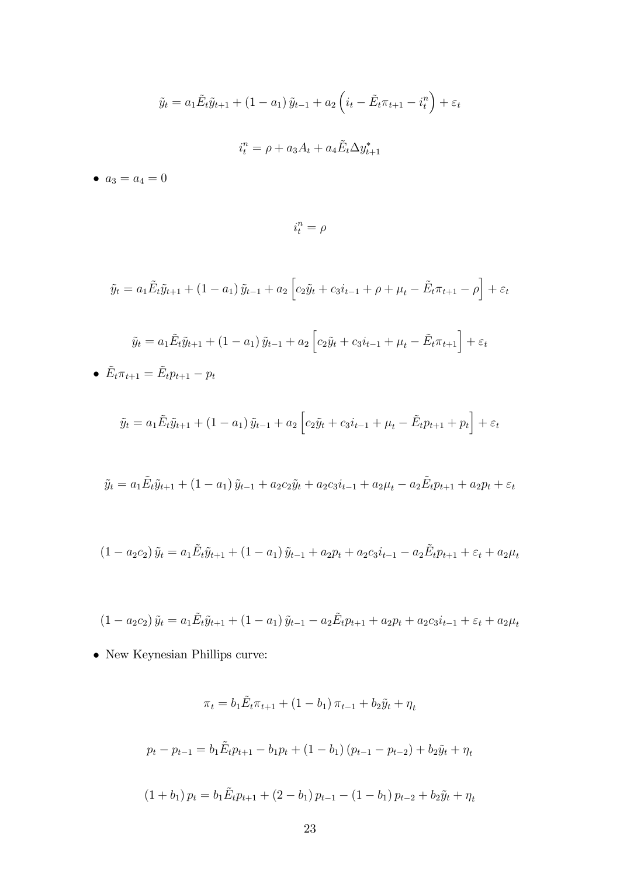$$\tilde{y}_t = a_1 \tilde{E}_t \tilde{y}_{t+1} + (1 - a_1) \tilde{y}_{t-1} + a_2 \left( i_t - \tilde{E}_t \pi_{t+1} - i_t^n \right) + \varepsilon_t$$

$$i_t^n = \rho + a_3 A_t + a_4 \tilde{E}_t \Delta y_{t+1}^*$$

- $a_3 = a_4 = 0$

$$i_t^n = \rho$$

$$\tilde{y}_t = a_1 \tilde{E}_t \tilde{y}_{t+1} + (1 - a_1) \tilde{y}_{t-1} + a_2 \left[ c_2 \tilde{y}_t + c_3 i_{t-1} + \rho + \mu_t - \tilde{E}_t \pi_{t+1} - \rho \right] + \varepsilon_t$$

$$\tilde{y}_t = a_1 \tilde{E}_t \tilde{y}_{t+1} + (1 - a_1) \tilde{y}_{t-1} + a_2 \left[ c_2 \tilde{y}_t + c_3 i_{t-1} + \mu_t - \tilde{E}_t \pi_{t+1} \right] + \varepsilon_t$$

- $\tilde{E}_t \pi_{t+1} = \tilde{E}_t p_{t+1} - p_t$

$$\tilde{y}_t = a_1 \tilde{E}_t \tilde{y}_{t+1} + (1 - a_1) \tilde{y}_{t-1} + a_2 \left[ c_2 \tilde{y}_t + c_3 i_{t-1} + \mu_t - \tilde{E}_t p_{t+1} + p_t \right] + \varepsilon_t$$

$$\tilde{y}_t = a_1 \tilde{E}_t \tilde{y}_{t+1} + (1 - a_1) \tilde{y}_{t-1} + a_2 c_2 \tilde{y}_t + a_2 c_3 i_{t-1} + a_2 \mu_t - a_2 \tilde{E}_t p_{t+1} + a_2 p_t + \varepsilon_t$$

$$(1 - a_2 c_2) \tilde{y}_t = a_1 \tilde{E}_t \tilde{y}_{t+1} + (1 - a_1) \tilde{y}_{t-1} + a_2 p_t + a_2 c_3 i_{t-1} - a_2 \tilde{E}_t p_{t+1} + \varepsilon_t + a_2 \mu_t$$

$$(1 - a_2 c_2) \tilde{y}_t = a_1 \tilde{E}_t \tilde{y}_{t+1} + (1 - a_1) \tilde{y}_{t-1} - a_2 \tilde{E}_t p_{t+1} + a_2 p_t + a_2 c_3 i_{t-1} + \varepsilon_t + a_2 \mu_t$$

- New Keynesian Phillips curve:

$$\pi_t = b_1 \tilde{E}_t \pi_{t+1} + (1 - b_1) \pi_{t-1} + b_2 \tilde{y}_t + \eta_t$$

$$p_t - p_{t-1} = b_1 \tilde{E}_t p_{t+1} - b_1 p_t + (1 - b_1)(p_{t-1} - p_{t-2}) + b_2 \tilde{y}_t + \eta_t$$

$$(1 + b_1) p_t = b_1 \tilde{E}_t p_{t+1} + (2 - b_1) p_{t-1} - (1 - b_1) p_{t-2} + b_2 \tilde{y}_t + \eta_t$$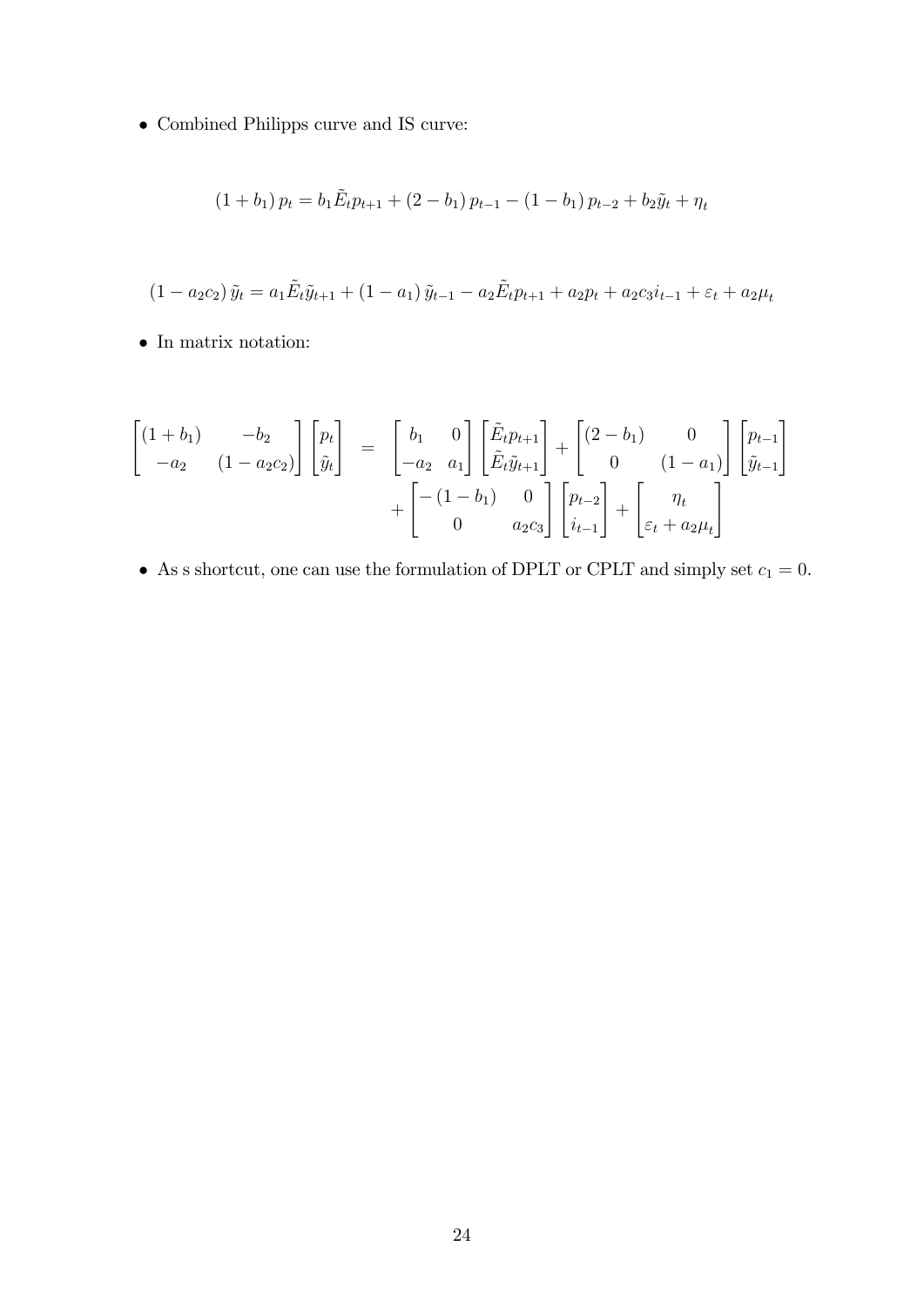- Combined Philipps curve and IS curve:

$$(1 + b_1) p_t = b_1 \tilde{E}_t p_{t+1} + (2 - b_1) p_{t-1} - (1 - b_1) p_{t-2} + b_2 \tilde{y}_t + \eta_t$$

$$(1 - a_2 c_2) \tilde{y}_t = a_1 \tilde{E}_t \tilde{y}_{t+1} + (1 - a_1) \tilde{y}_{t-1} - a_2 \tilde{E}_t p_{t+1} + a_2 p_t + a_2 c_3 i_{t-1} + \varepsilon_t + a_2 \mu_t$$

- In matrix notation:

$$\begin{bmatrix} (1+b_1) & -b_2 \\ -a_2 & (1 - a_2 c_2) \end{bmatrix} \begin{bmatrix} p_t \\ \tilde{y}_t \end{bmatrix} = \begin{bmatrix} b_1 & 0 \\ -a_2 & a_1 \end{bmatrix} \begin{bmatrix} \tilde{E}_t p_{t+1} \\ \tilde{E}_t \tilde{y}_{t+1} \end{bmatrix} + \begin{bmatrix} (2 - b_1) & 0 \\ 0 & (1 - a_1) \end{bmatrix} \begin{bmatrix} p_{t-1} \\ \tilde{y}_{t-1} \end{bmatrix} + \begin{bmatrix} -(1 - b_1) & 0 \\ 0 & a_2 c_3 \end{bmatrix} \begin{bmatrix} p_{t-2} \\ i_{t-1} \end{bmatrix} + \begin{bmatrix} \eta_t \\ \varepsilon_t + a_2 \mu_t \end{bmatrix}$$

- As s shortcut, one can use the formulation of DPLT or CPLT and simply set $c_1 = 0$.